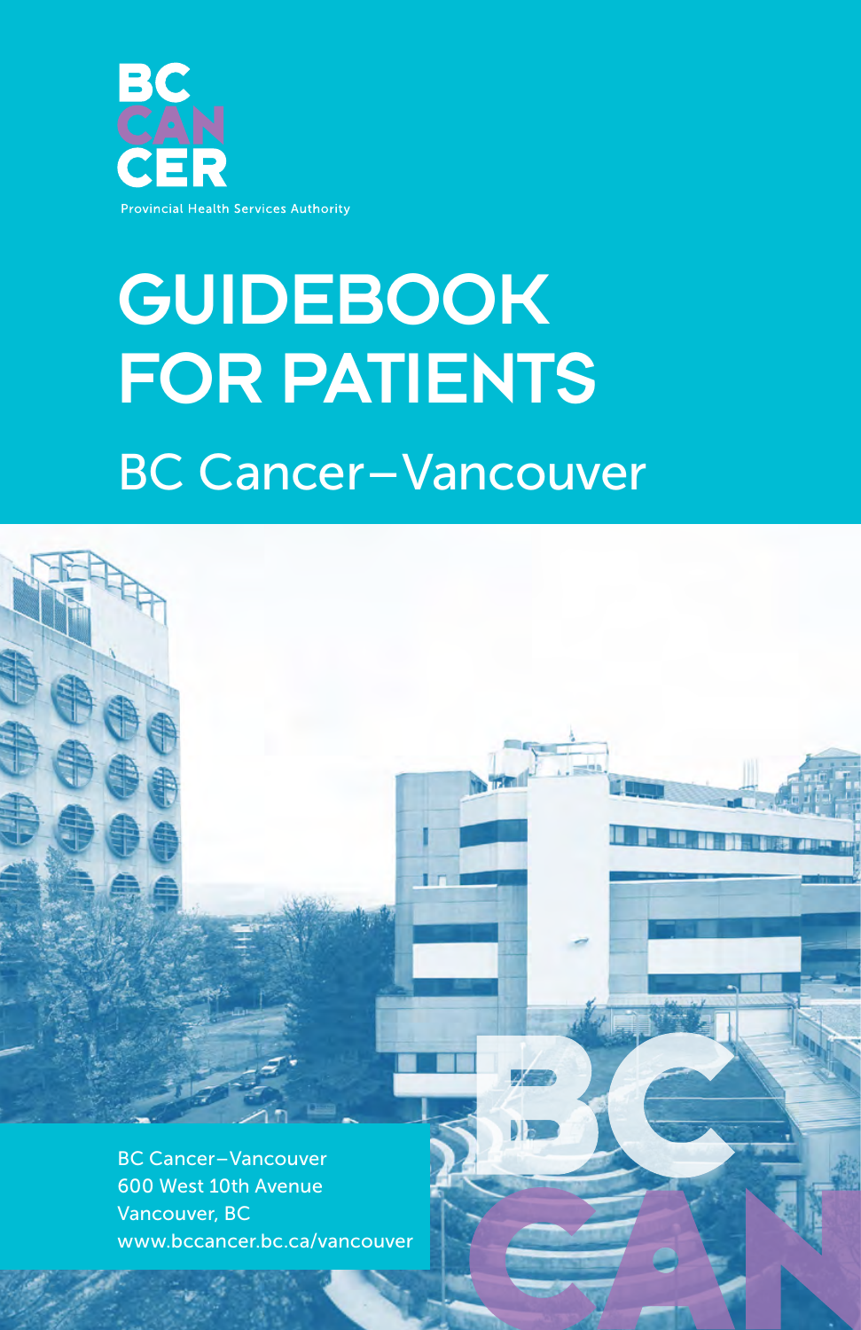BC CANCER

Provincial Health Services Authority

# GUIDEBOOK FOR PATIENTS

## BC Cancer–Vancouver

BC Cancer–Vancouver
600 West 10th Avenue
Vancouver, BC
www.bccancer.bc.ca/vancouver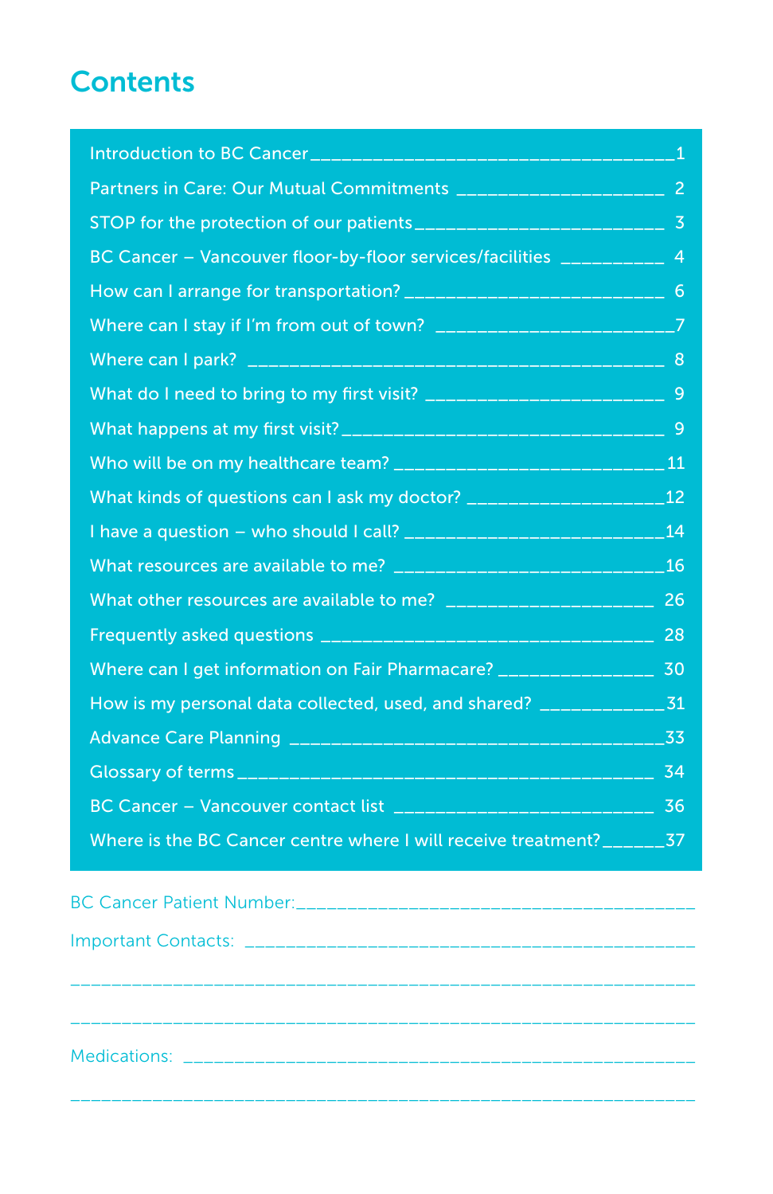# Contents

| | |
|---|---|
| Introduction to BC Cancer | 1 |
| Partners in Care: Our Mutual Commitments | 2 |
| STOP for the protection of our patients | 3 |
| BC Cancer – Vancouver floor-by-floor services/facilities | 4 |
| How can I arrange for transportation? | 6 |
| Where can I stay if I'm from out of town? | 7 |
| Where can I park? | 8 |
| What do I need to bring to my first visit? | 9 |
| What happens at my first visit? | 9 |
| Who will be on my healthcare team? | 11 |
| What kinds of questions can I ask my doctor? | 12 |
| I have a question – who should I call? | 14 |
| What resources are available to me? | 16 |
| What other resources are available to me? | 26 |
| Frequently asked questions | 28 |
| Where can I get information on Fair Pharmacare? | 30 |
| How is my personal data collected, used, and shared? | 31 |
| Advance Care Planning | 33 |
| Glossary of terms | 34 |
| BC Cancer – Vancouver contact list | 36 |
| Where is the BC Cancer centre where I will receive treatment? | 37 |

BC Cancer Patient Number:_______________________________________

Important Contacts: _____________________________________________

_______________________________________________________________

_______________________________________________________________

Medications: __________________________________________________

_______________________________________________________________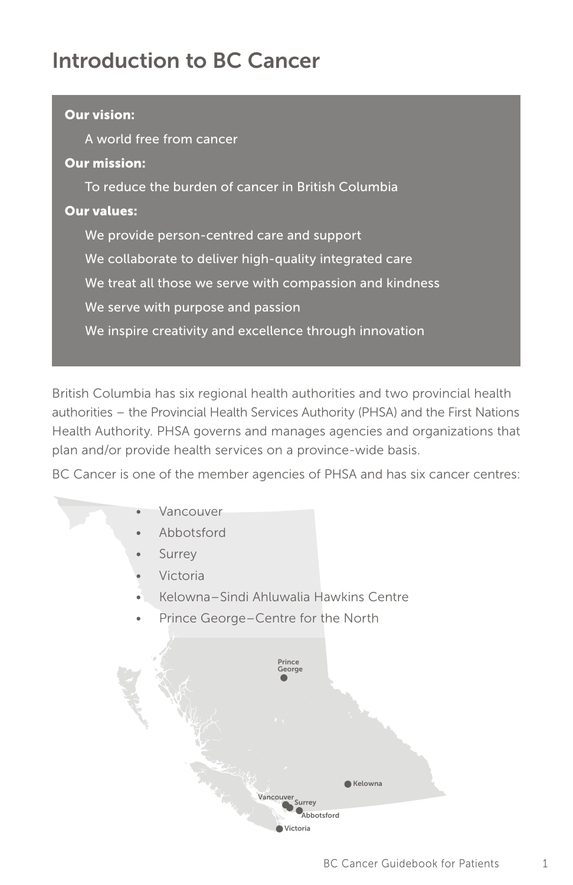# Introduction to BC Cancer

**Our vision:**

A world free from cancer

**Our mission:**

To reduce the burden of cancer in British Columbia

**Our values:**

We provide person-centred care and support

We collaborate to deliver high-quality integrated care

We treat all those we serve with compassion and kindness

We serve with purpose and passion

We inspire creativity and excellence through innovation

British Columbia has six regional health authorities and two provincial health authorities – the Provincial Health Services Authority (PHSA) and the First Nations Health Authority. PHSA governs and manages agencies and organizations that plan and/or provide health services on a province-wide basis.

BC Cancer is one of the member agencies of PHSA and has six cancer centres:

- Vancouver
- Abbotsford
- Surrey
- Victoria
- Kelowna–Sindi Ahluwalia Hawkins Centre
- Prince George–Centre for the North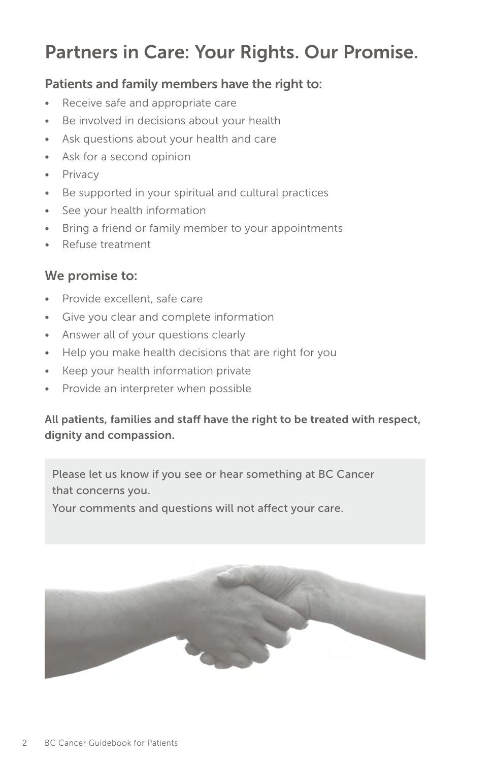# Partners in Care: Your Rights. Our Promise.

## Patients and family members have the right to:

- Receive safe and appropriate care
- Be involved in decisions about your health
- Ask questions about your health and care
- Ask for a second opinion
- Privacy
- Be supported in your spiritual and cultural practices
- See your health information
- Bring a friend or family member to your appointments
- Refuse treatment

## We promise to:

- Provide excellent, safe care
- Give you clear and complete information
- Answer all of your questions clearly
- Help you make health decisions that are right for you
- Keep your health information private
- Provide an interpreter when possible

**All patients, families and staff have the right to be treated with respect, dignity and compassion.**

Please let us know if you see or hear something at BC Cancer that concerns you.
Your comments and questions will not affect your care.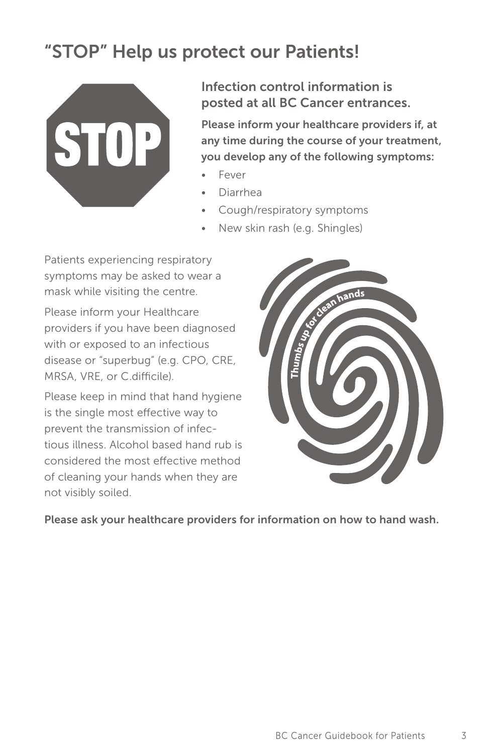# "STOP" Help us protect our Patients!

STOP

## Infection control information is posted at all BC Cancer entrances.

**Please inform your healthcare providers if, at any time during the course of your treatment, you develop any of the following symptoms:**

- Fever
- Diarrhea
- Cough/respiratory symptoms
- New skin rash (e.g. Shingles)

Patients experiencing respiratory symptoms may be asked to wear a mask while visiting the centre.

Please inform your Healthcare providers if you have been diagnosed with or exposed to an infectious disease or "superbug" (e.g. CPO, CRE, MRSA, VRE, or C.difficile).

Please keep in mind that hand hygiene is the single most effective way to prevent the transmission of infectious illness. Alcohol based hand rub is considered the most effective method of cleaning your hands when they are not visibly soiled.

Thumbs up for clean hands

**Please ask your healthcare providers for information on how to hand wash.**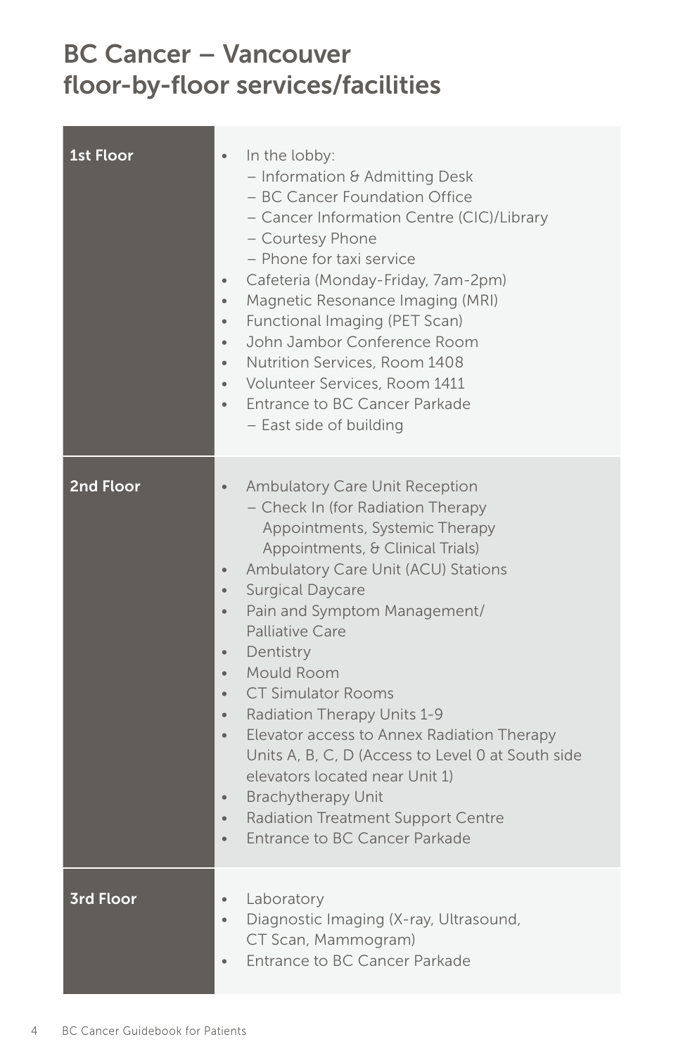# BC Cancer – Vancouver floor-by-floor services/facilities

| Floor | Services/facilities |
| --- | --- |
| **1st Floor** | • In the lobby:<br>– Information & Admitting Desk<br>– BC Cancer Foundation Office<br>– Cancer Information Centre (CIC)/Library<br>– Courtesy Phone<br>– Phone for taxi service<br>• Cafeteria (Monday-Friday, 7am-2pm)<br>• Magnetic Resonance Imaging (MRI)<br>• Functional Imaging (PET Scan)<br>• John Jambor Conference Room<br>• Nutrition Services, Room 1408<br>• Volunteer Services, Room 1411<br>• Entrance to BC Cancer Parkade<br>– East side of building |
| **2nd Floor** | • Ambulatory Care Unit Reception<br>– Check In (for Radiation Therapy Appointments, Systemic Therapy Appointments, & Clinical Trials)<br>• Ambulatory Care Unit (ACU) Stations<br>• Surgical Daycare<br>• Pain and Symptom Management/ Palliative Care<br>• Dentistry<br>• Mould Room<br>• CT Simulator Rooms<br>• Radiation Therapy Units 1-9<br>• Elevator access to Annex Radiation Therapy Units A, B, C, D (Access to Level 0 at South side elevators located near Unit 1)<br>• Brachytherapy Unit<br>• Radiation Treatment Support Centre<br>• Entrance to BC Cancer Parkade |
| **3rd Floor** | • Laboratory<br>• Diagnostic Imaging (X-ray, Ultrasound, CT Scan, Mammogram)<br>• Entrance to BC Cancer Parkade |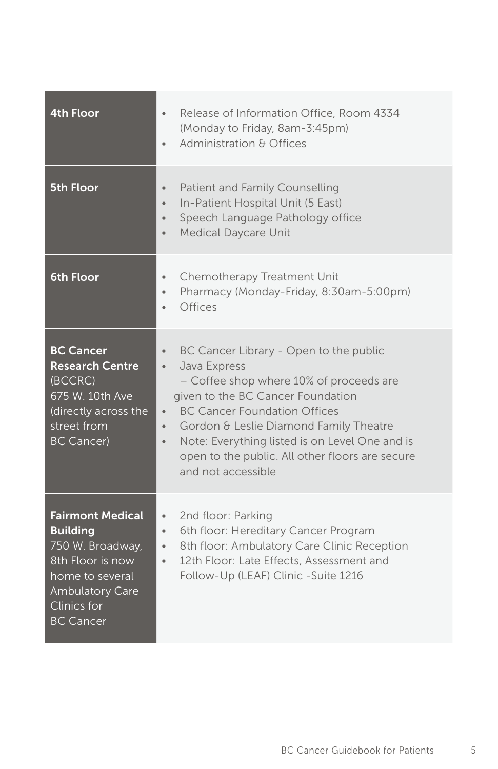| | |
|---|---|
| **4th Floor** | • Release of Information Office, Room 4334 (Monday to Friday, 8am-3:45pm)<br>• Administration & Offices |
| **5th Floor** | • Patient and Family Counselling<br>• In-Patient Hospital Unit (5 East)<br>• Speech Language Pathology office<br>• Medical Daycare Unit |
| **6th Floor** | • Chemotherapy Treatment Unit<br>• Pharmacy (Monday-Friday, 8:30am-5:00pm)<br>• Offices |
| **BC Cancer Research Centre** (BCCRC) 675 W. 10th Ave (directly across the street from BC Cancer) | • BC Cancer Library - Open to the public<br>• Java Express – Coffee shop where 10% of proceeds are given to the BC Cancer Foundation<br>• BC Cancer Foundation Offices<br>• Gordon & Leslie Diamond Family Theatre<br>• Note: Everything listed is on Level One and is open to the public. All other floors are secure and not accessible |
| **Fairmont Medical Building** 750 W. Broadway, 8th Floor is now home to several Ambulatory Care Clinics for BC Cancer | • 2nd floor: Parking<br>• 6th floor: Hereditary Cancer Program<br>• 8th floor: Ambulatory Care Clinic Reception<br>• 12th Floor: Late Effects, Assessment and Follow-Up (LEAF) Clinic -Suite 1216 |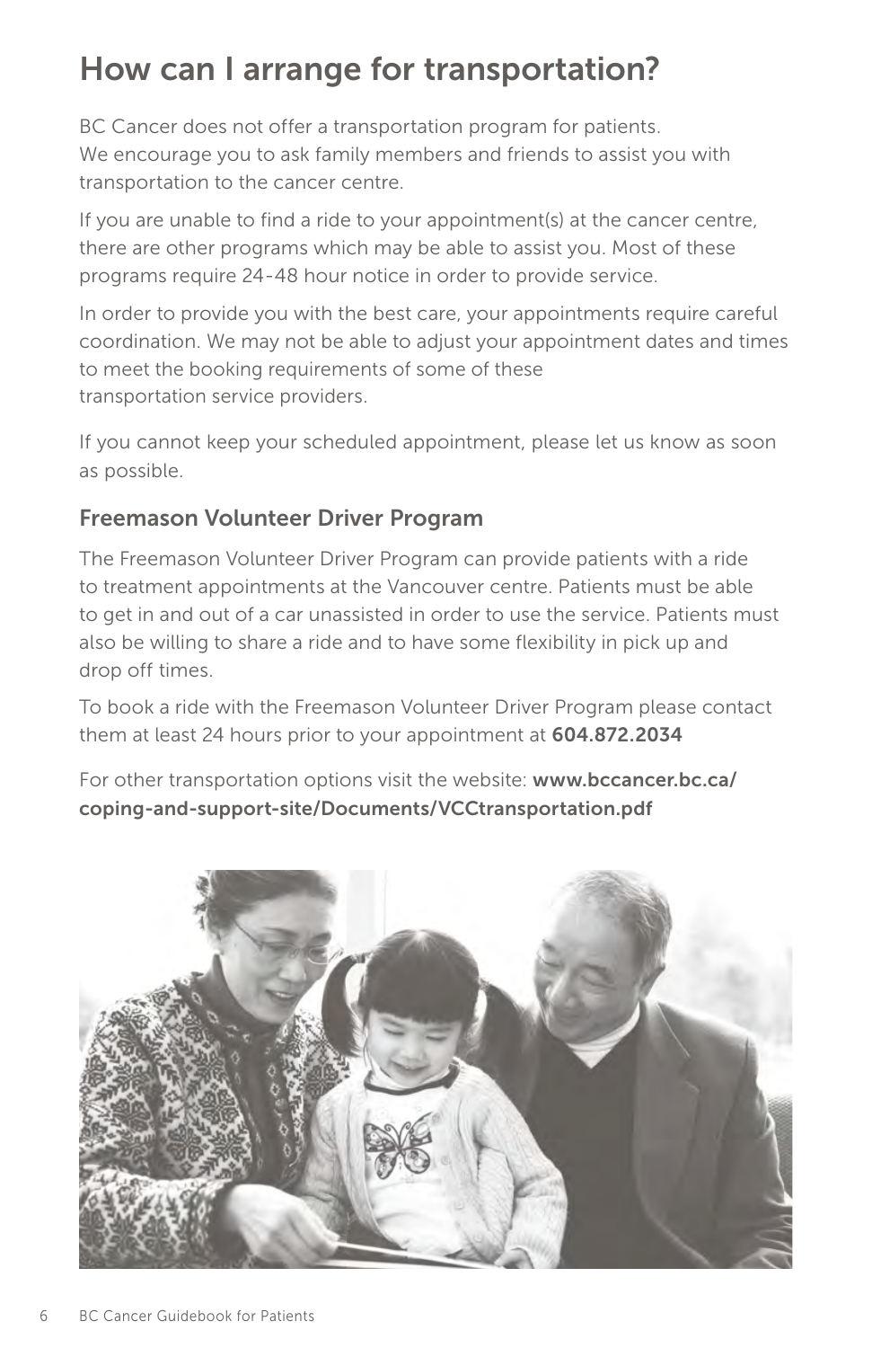# How can I arrange for transportation?

BC Cancer does not offer a transportation program for patients. We encourage you to ask family members and friends to assist you with transportation to the cancer centre.

If you are unable to find a ride to your appointment(s) at the cancer centre, there are other programs which may be able to assist you. Most of these programs require 24-48 hour notice in order to provide service.

In order to provide you with the best care, your appointments require careful coordination. We may not be able to adjust your appointment dates and times to meet the booking requirements of some of these transportation service providers.

If you cannot keep your scheduled appointment, please let us know as soon as possible.

## Freemason Volunteer Driver Program

The Freemason Volunteer Driver Program can provide patients with a ride to treatment appointments at the Vancouver centre. Patients must be able to get in and out of a car unassisted in order to use the service. Patients must also be willing to share a ride and to have some flexibility in pick up and drop off times.

To book a ride with the Freemason Volunteer Driver Program please contact them at least 24 hours prior to your appointment at **604.872.2034**

For other transportation options visit the website: **www.bccancer.bc.ca/coping-and-support-site/Documents/VCCtransportation.pdf**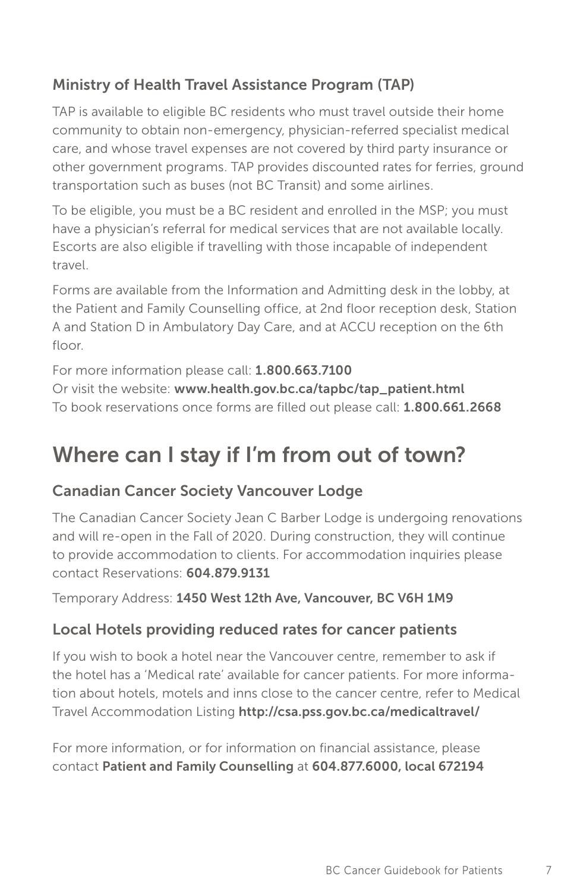### Ministry of Health Travel Assistance Program (TAP)

TAP is available to eligible BC residents who must travel outside their home community to obtain non-emergency, physician-referred specialist medical care, and whose travel expenses are not covered by third party insurance or other government programs. TAP provides discounted rates for ferries, ground transportation such as buses (not BC Transit) and some airlines.

To be eligible, you must be a BC resident and enrolled in the MSP; you must have a physician's referral for medical services that are not available locally. Escorts are also eligible if travelling with those incapable of independent travel.

Forms are available from the Information and Admitting desk in the lobby, at the Patient and Family Counselling office, at 2nd floor reception desk, Station A and Station D in Ambulatory Day Care, and at ACCU reception on the 6th floor.

For more information please call: **1.800.663.7100**
Or visit the website: **www.health.gov.bc.ca/tapbc/tap_patient.html**
To book reservations once forms are filled out please call: **1.800.661.2668**

## Where can I stay if I'm from out of town?

### Canadian Cancer Society Vancouver Lodge

The Canadian Cancer Society Jean C Barber Lodge is undergoing renovations and will re-open in the Fall of 2020. During construction, they will continue to provide accommodation to clients. For accommodation inquiries please contact Reservations: **604.879.9131**

Temporary Address: **1450 West 12th Ave, Vancouver, BC V6H 1M9**

### Local Hotels providing reduced rates for cancer patients

If you wish to book a hotel near the Vancouver centre, remember to ask if the hotel has a 'Medical rate' available for cancer patients. For more information about hotels, motels and inns close to the cancer centre, refer to Medical Travel Accommodation Listing **http://csa.pss.gov.bc.ca/medicaltravel/**

For more information, or for information on financial assistance, please contact **Patient and Family Counselling** at **604.877.6000, local 672194**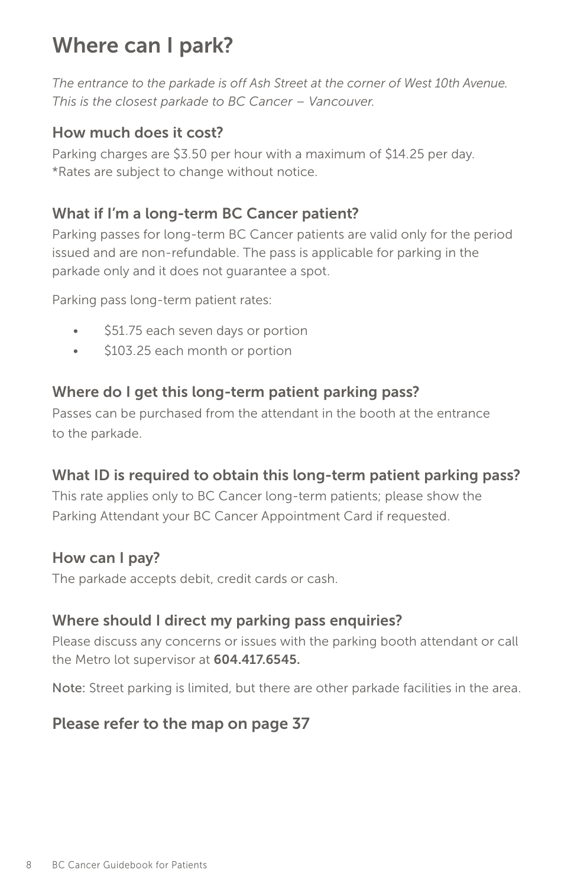# Where can I park?

*The entrance to the parkade is off Ash Street at the corner of West 10th Avenue. This is the closest parkade to BC Cancer – Vancouver.*

## How much does it cost?

Parking charges are $3.50 per hour with a maximum of $14.25 per day.
*Rates are subject to change without notice.

## What if I'm a long-term BC Cancer patient?

Parking passes for long-term BC Cancer patients are valid only for the period issued and are non-refundable. The pass is applicable for parking in the parkade only and it does not guarantee a spot.

Parking pass long-term patient rates:

- $51.75 each seven days or portion
- $103.25 each month or portion

## Where do I get this long-term patient parking pass?

Passes can be purchased from the attendant in the booth at the entrance to the parkade.

## What ID is required to obtain this long-term patient parking pass?

This rate applies only to BC Cancer long-term patients; please show the Parking Attendant your BC Cancer Appointment Card if requested.

## How can I pay?

The parkade accepts debit, credit cards or cash.

## Where should I direct my parking pass enquiries?

Please discuss any concerns or issues with the parking booth attendant or call the Metro lot supervisor at **604.417.6545.**

**Note:** Street parking is limited, but there are other parkade facilities in the area.

## Please refer to the map on page 37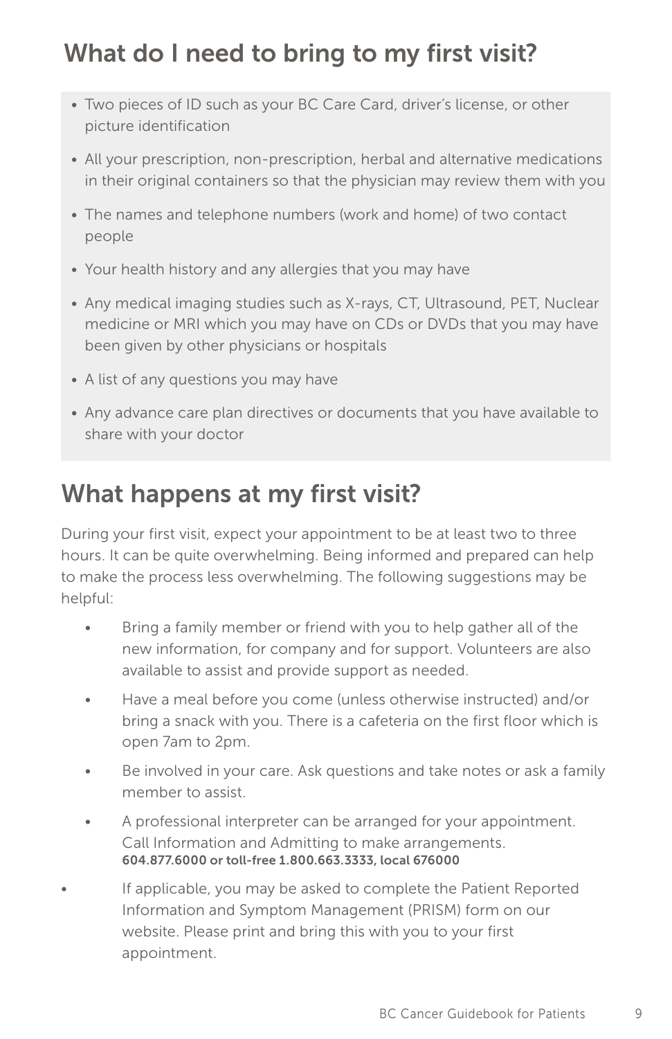## What do I need to bring to my first visit?

- Two pieces of ID such as your BC Care Card, driver's license, or other picture identification
- All your prescription, non-prescription, herbal and alternative medications in their original containers so that the physician may review them with you
- The names and telephone numbers (work and home) of two contact people
- Your health history and any allergies that you may have
- Any medical imaging studies such as X-rays, CT, Ultrasound, PET, Nuclear medicine or MRI which you may have on CDs or DVDs that you may have been given by other physicians or hospitals
- A list of any questions you may have
- Any advance care plan directives or documents that you have available to share with your doctor

## What happens at my first visit?

During your first visit, expect your appointment to be at least two to three hours. It can be quite overwhelming. Being informed and prepared can help to make the process less overwhelming. The following suggestions may be helpful:

- Bring a family member or friend with you to help gather all of the new information, for company and for support. Volunteers are also available to assist and provide support as needed.
- Have a meal before you come (unless otherwise instructed) and/or bring a snack with you. There is a cafeteria on the first floor which is open 7am to 2pm.
- Be involved in your care. Ask questions and take notes or ask a family member to assist.
- A professional interpreter can be arranged for your appointment. Call Information and Admitting to make arrangements. **604.877.6000 or toll-free 1.800.663.3333, local 676000**
- If applicable, you may be asked to complete the Patient Reported Information and Symptom Management (PRISM) form on our website. Please print and bring this with you to your first appointment.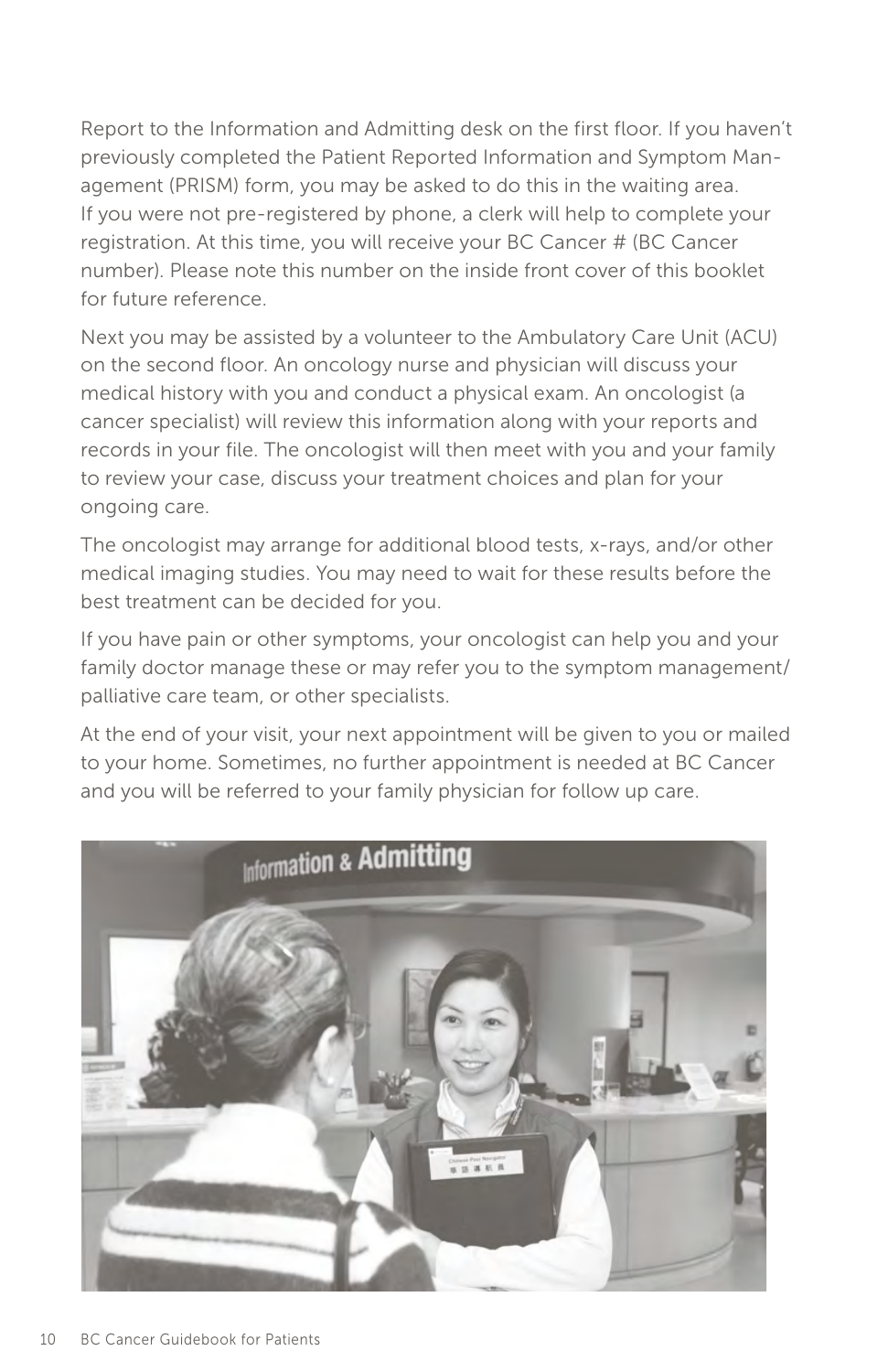Report to the Information and Admitting desk on the first floor. If you haven't previously completed the Patient Reported Information and Symptom Management (PRISM) form, you may be asked to do this in the waiting area. If you were not pre-registered by phone, a clerk will help to complete your registration. At this time, you will receive your BC Cancer # (BC Cancer number). Please note this number on the inside front cover of this booklet for future reference.

Next you may be assisted by a volunteer to the Ambulatory Care Unit (ACU) on the second floor. An oncology nurse and physician will discuss your medical history with you and conduct a physical exam. An oncologist (a cancer specialist) will review this information along with your reports and records in your file. The oncologist will then meet with you and your family to review your case, discuss your treatment choices and plan for your ongoing care.

The oncologist may arrange for additional blood tests, x-rays, and/or other medical imaging studies. You may need to wait for these results before the best treatment can be decided for you.

If you have pain or other symptoms, your oncologist can help you and your family doctor manage these or may refer you to the symptom management/ palliative care team, or other specialists.

At the end of your visit, your next appointment will be given to you or mailed to your home. Sometimes, no further appointment is needed at BC Cancer and you will be referred to your family physician for follow up care.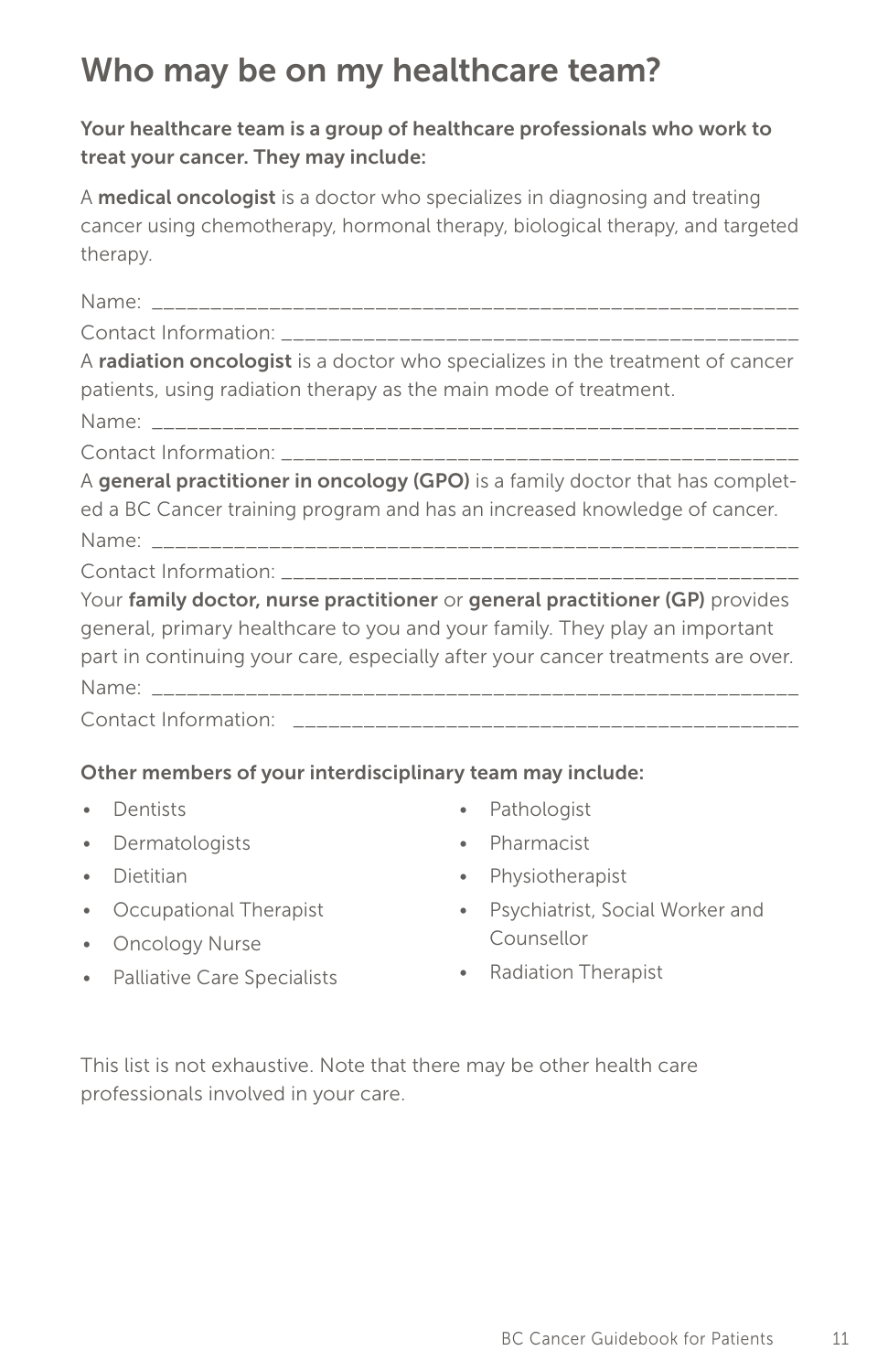# Who may be on my healthcare team?

**Your healthcare team is a group of healthcare professionals who work to treat your cancer. They may include:**

A **medical oncologist** is a doctor who specializes in diagnosing and treating cancer using chemotherapy, hormonal therapy, biological therapy, and targeted therapy.

Name: ________________________________________________________

Contact Information: ____________________________________________

A **radiation oncologist** is a doctor who specializes in the treatment of cancer patients, using radiation therapy as the main mode of treatment.

Name: ________________________________________________________

Contact Information: ____________________________________________

A **general practitioner in oncology (GPO)** is a family doctor that has completed a BC Cancer training program and has an increased knowledge of cancer.

Name: ________________________________________________________

Contact Information: ____________________________________________

Your **family doctor, nurse practitioner** or **general practitioner (GP)** provides general, primary healthcare to you and your family. They play an important part in continuing your care, especially after your cancer treatments are over.

Name: ________________________________________________________

Contact Information: ____________________________________________

**Other members of your interdisciplinary team may include:**

- Dentists
- Dermatologists
- Dietitian
- Occupational Therapist
- Oncology Nurse
- Palliative Care Specialists
- Pathologist
- Pharmacist
- Physiotherapist
- Psychiatrist, Social Worker and Counsellor
- Radiation Therapist

This list is not exhaustive. Note that there may be other health care professionals involved in your care.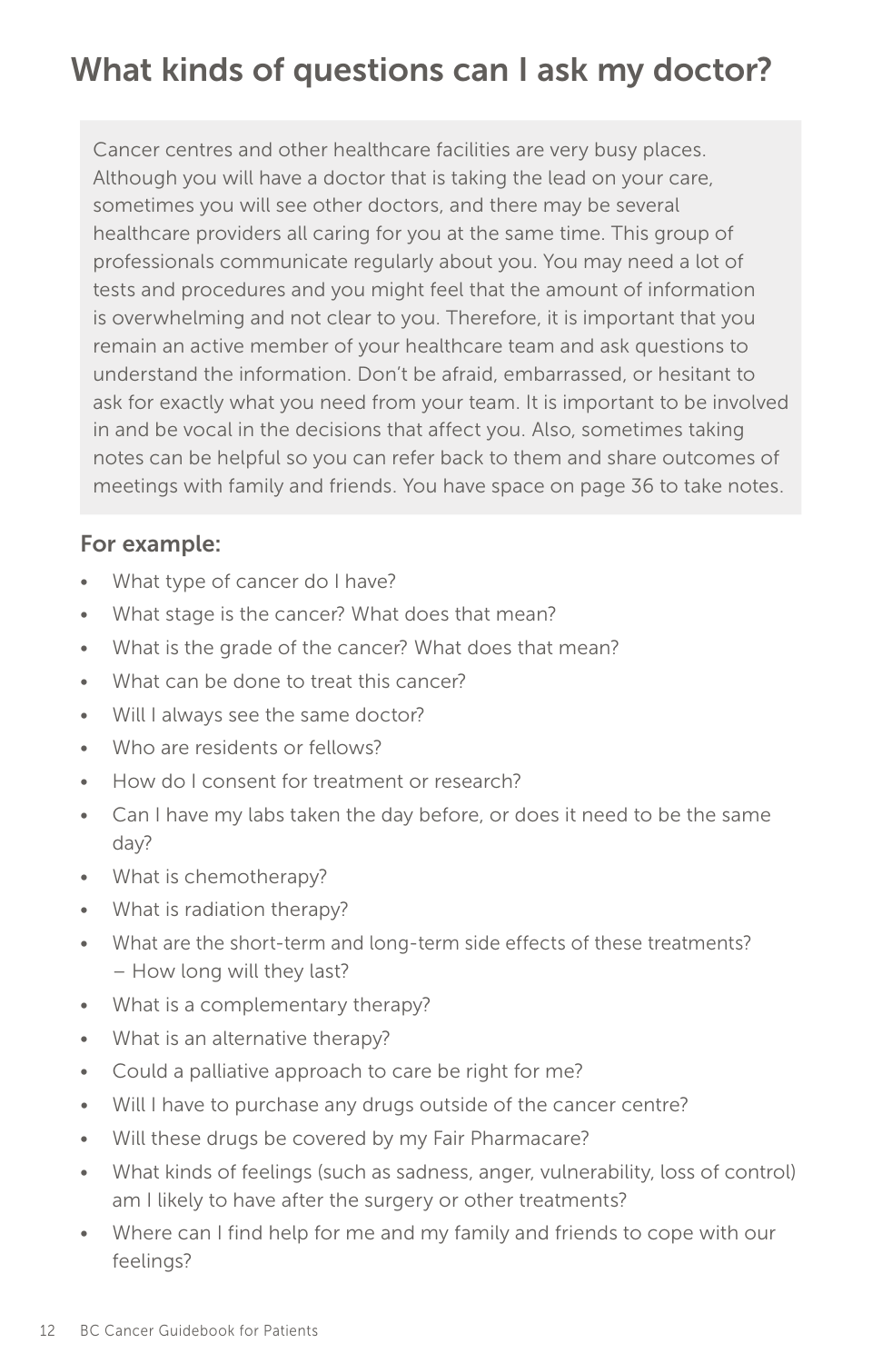# What kinds of questions can I ask my doctor?

Cancer centres and other healthcare facilities are very busy places. Although you will have a doctor that is taking the lead on your care, sometimes you will see other doctors, and there may be several healthcare providers all caring for you at the same time. This group of professionals communicate regularly about you. You may need a lot of tests and procedures and you might feel that the amount of information is overwhelming and not clear to you. Therefore, it is important that you remain an active member of your healthcare team and ask questions to understand the information. Don't be afraid, embarrassed, or hesitant to ask for exactly what you need from your team. It is important to be involved in and be vocal in the decisions that affect you. Also, sometimes taking notes can be helpful so you can refer back to them and share outcomes of meetings with family and friends. You have space on page 36 to take notes.

### For example:

- What type of cancer do I have?
- What stage is the cancer? What does that mean?
- What is the grade of the cancer? What does that mean?
- What can be done to treat this cancer?
- Will I always see the same doctor?
- Who are residents or fellows?
- How do I consent for treatment or research?
- Can I have my labs taken the day before, or does it need to be the same day?
- What is chemotherapy?
- What is radiation therapy?
- What are the short-term and long-term side effects of these treatments?
  - How long will they last?
- What is a complementary therapy?
- What is an alternative therapy?
- Could a palliative approach to care be right for me?
- Will I have to purchase any drugs outside of the cancer centre?
- Will these drugs be covered by my Fair Pharmacare?
- What kinds of feelings (such as sadness, anger, vulnerability, loss of control) am I likely to have after the surgery or other treatments?
- Where can I find help for me and my family and friends to cope with our feelings?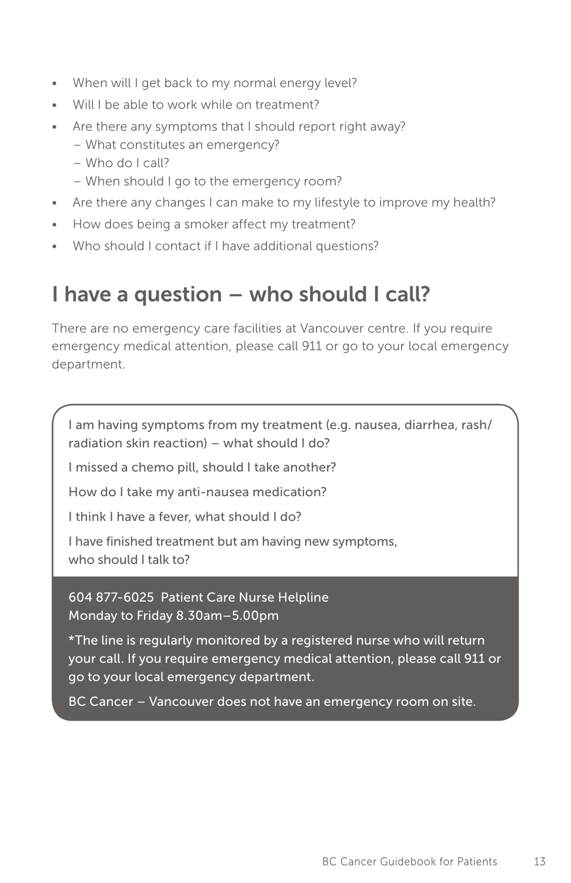- When will I get back to my normal energy level?
- Will I be able to work while on treatment?
- Are there any symptoms that I should report right away?
  - What constitutes an emergency?
  - Who do I call?
  - When should I go to the emergency room?
- Are there any changes I can make to my lifestyle to improve my health?
- How does being a smoker affect my treatment?
- Who should I contact if I have additional questions?

## I have a question – who should I call?

There are no emergency care facilities at Vancouver centre. If you require emergency medical attention, please call 911 or go to your local emergency department.

I am having symptoms from my treatment (e.g. nausea, diarrhea, rash/radiation skin reaction) – what should I do?

I missed a chemo pill, should I take another?

How do I take my anti-nausea medication?

I think I have a fever, what should I do?

I have finished treatment but am having new symptoms, who should I talk to?

604 877-6025 Patient Care Nurse Helpline
Monday to Friday 8.30am–5.00pm

*The line is regularly monitored by a registered nurse who will return your call. If you require emergency medical attention, please call 911 or go to your local emergency department.

BC Cancer – Vancouver does not have an emergency room on site.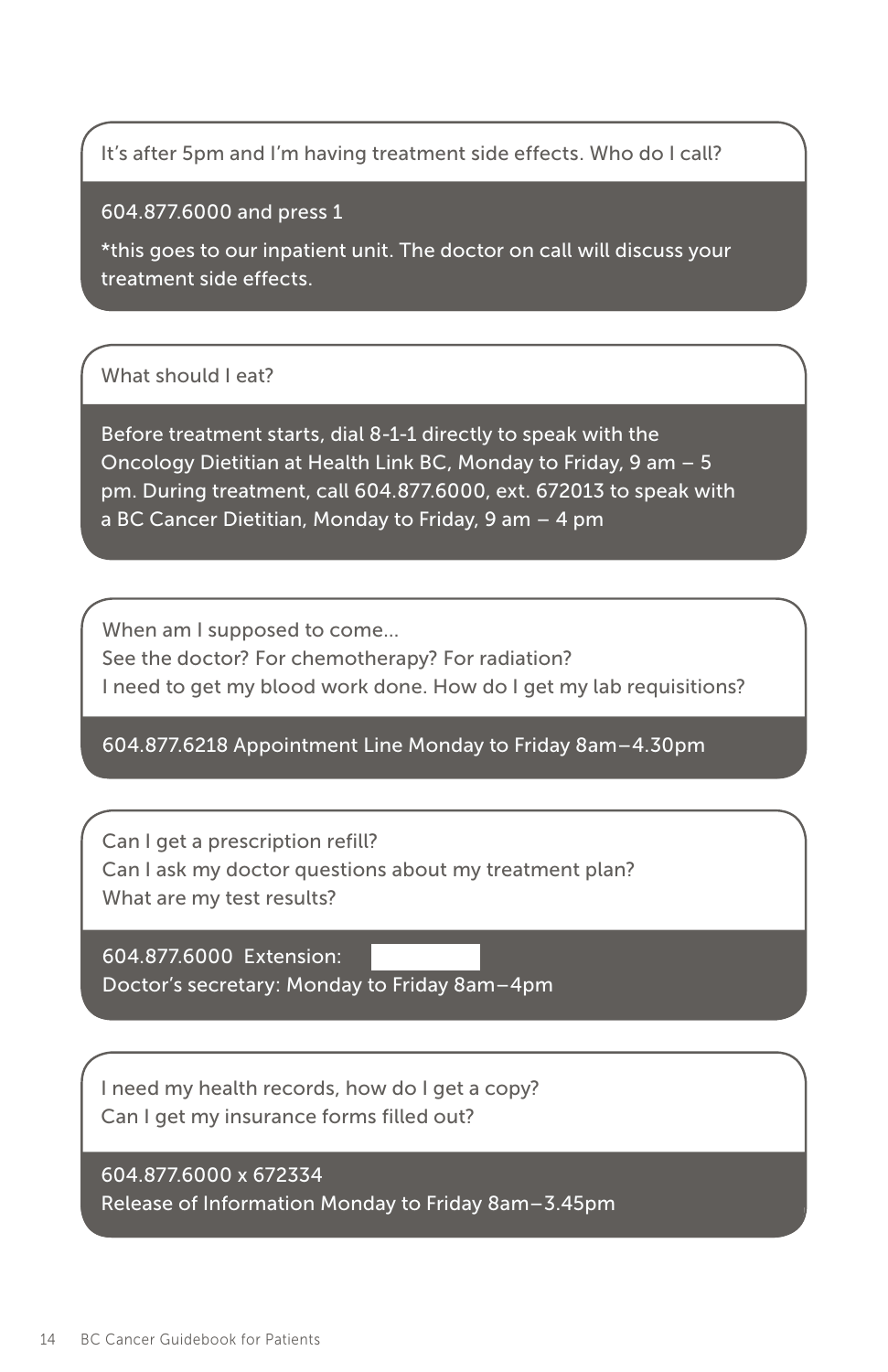It's after 5pm and I'm having treatment side effects. Who do I call?

604.877.6000 and press 1

*this goes to our inpatient unit. The doctor on call will discuss your treatment side effects.

What should I eat?

Before treatment starts, dial 8-1-1 directly to speak with the Oncology Dietitian at Health Link BC, Monday to Friday, 9 am – 5 pm. During treatment, call 604.877.6000, ext. 672013 to speak with a BC Cancer Dietitian, Monday to Friday, 9 am – 4 pm

When am I supposed to come...
See the doctor? For chemotherapy? For radiation?
I need to get my blood work done. How do I get my lab requisitions?

604.877.6218 Appointment Line Monday to Friday 8am–4.30pm

Can I get a prescription refill?
Can I ask my doctor questions about my treatment plan?
What are my test results?

604.877.6000 Extension: 
Doctor's secretary: Monday to Friday 8am–4pm

I need my health records, how do I get a copy?
Can I get my insurance forms filled out?

604.877.6000 x 672334
Release of Information Monday to Friday 8am–3.45pm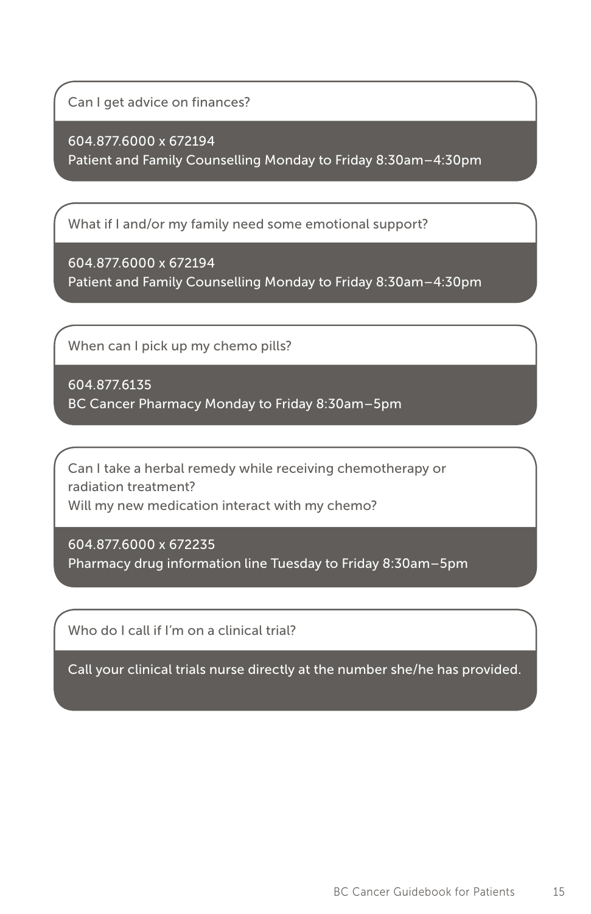Can I get advice on finances?

604.877.6000 x 672194
Patient and Family Counselling Monday to Friday 8:30am–4:30pm

What if I and/or my family need some emotional support?

604.877.6000 x 672194
Patient and Family Counselling Monday to Friday 8:30am–4:30pm

When can I pick up my chemo pills?

604.877.6135
BC Cancer Pharmacy Monday to Friday 8:30am–5pm

Can I take a herbal remedy while receiving chemotherapy or radiation treatment?
Will my new medication interact with my chemo?

604.877.6000 x 672235
Pharmacy drug information line Tuesday to Friday 8:30am–5pm

Who do I call if I'm on a clinical trial?

Call your clinical trials nurse directly at the number she/he has provided.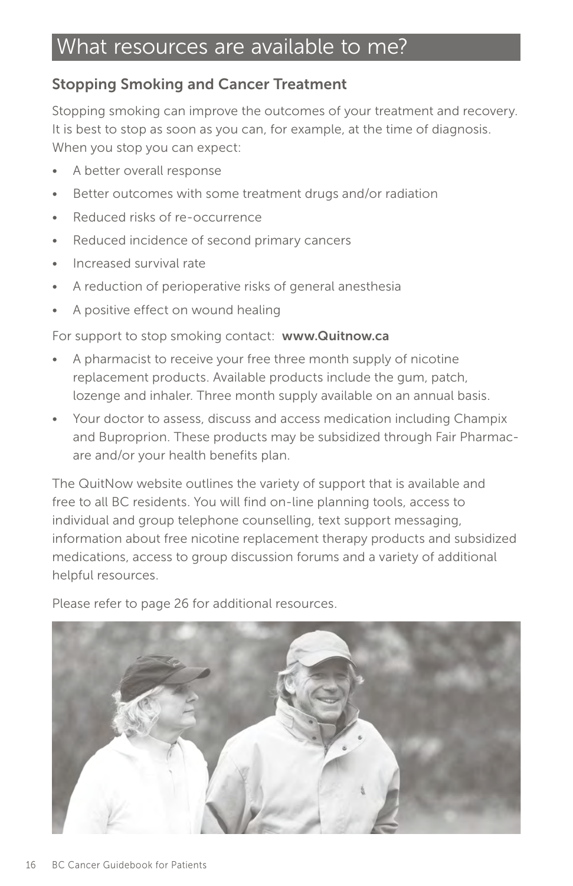# What resources are available to me?

## Stopping Smoking and Cancer Treatment

Stopping smoking can improve the outcomes of your treatment and recovery. It is best to stop as soon as you can, for example, at the time of diagnosis. When you stop you can expect:

- A better overall response
- Better outcomes with some treatment drugs and/or radiation
- Reduced risks of re-occurrence
- Reduced incidence of second primary cancers
- Increased survival rate
- A reduction of perioperative risks of general anesthesia
- A positive effect on wound healing

For support to stop smoking contact: **www.Quitnow.ca**

- A pharmacist to receive your free three month supply of nicotine replacement products. Available products include the gum, patch, lozenge and inhaler. Three month supply available on an annual basis.
- Your doctor to assess, discuss and access medication including Champix and Buproprion. These products may be subsidized through Fair Pharmacare and/or your health benefits plan.

The QuitNow website outlines the variety of support that is available and free to all BC residents. You will find on-line planning tools, access to individual and group telephone counselling, text support messaging, information about free nicotine replacement therapy products and subsidized medications, access to group discussion forums and a variety of additional helpful resources.

Please refer to page 26 for additional resources.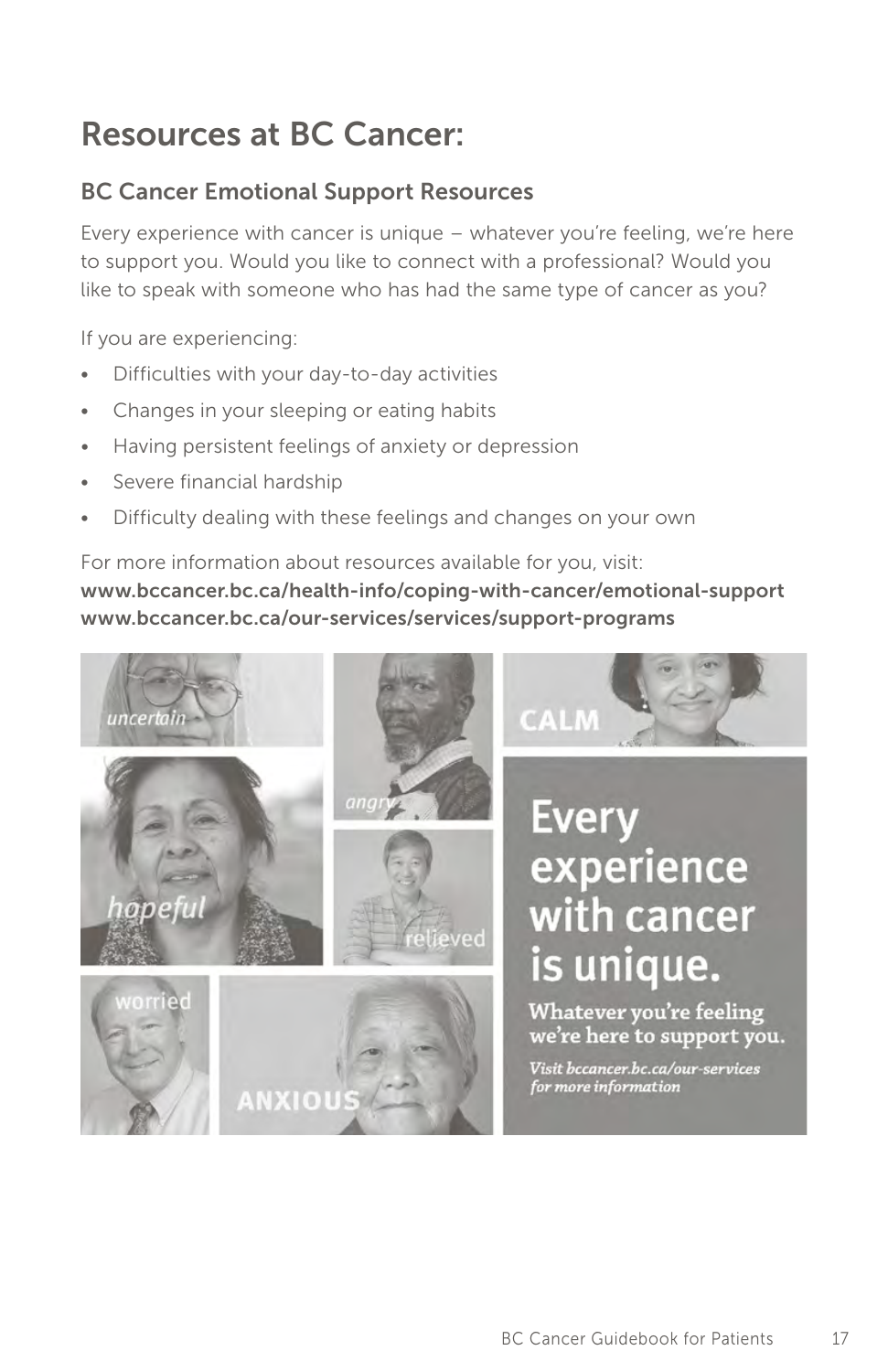# Resources at BC Cancer:

## BC Cancer Emotional Support Resources

Every experience with cancer is unique – whatever you're feeling, we're here to support you. Would you like to connect with a professional? Would you like to speak with someone who has had the same type of cancer as you?

If you are experiencing:

- Difficulties with your day-to-day activities
- Changes in your sleeping or eating habits
- Having persistent feelings of anxiety or depression
- Severe financial hardship
- Difficulty dealing with these feelings and changes on your own

For more information about resources available for you, visit:
**www.bccancer.bc.ca/health-info/coping-with-cancer/emotional-support**
**www.bccancer.bc.ca/our-services/services/support-programs**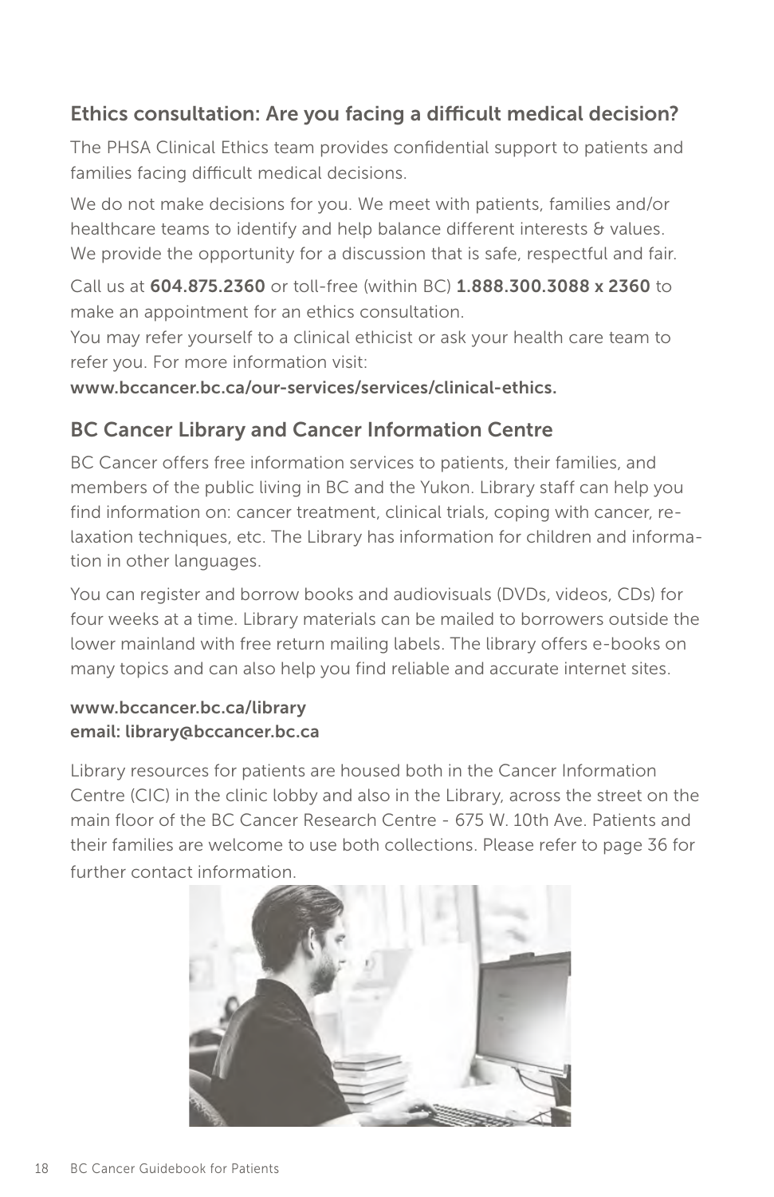## Ethics consultation: Are you facing a difficult medical decision?

The PHSA Clinical Ethics team provides confidential support to patients and families facing difficult medical decisions.

We do not make decisions for you. We meet with patients, families and/or healthcare teams to identify and help balance different interests & values. We provide the opportunity for a discussion that is safe, respectful and fair.

Call us at **604.875.2360** or toll-free (within BC) **1.888.300.3088 x 2360** to make an appointment for an ethics consultation.

You may refer yourself to a clinical ethicist or ask your health care team to refer you. For more information visit:

**www.bccancer.bc.ca/our-services/services/clinical-ethics.**

## BC Cancer Library and Cancer Information Centre

BC Cancer offers free information services to patients, their families, and members of the public living in BC and the Yukon. Library staff can help you find information on: cancer treatment, clinical trials, coping with cancer, relaxation techniques, etc. The Library has information for children and information in other languages.

You can register and borrow books and audiovisuals (DVDs, videos, CDs) for four weeks at a time. Library materials can be mailed to borrowers outside the lower mainland with free return mailing labels. The library offers e-books on many topics and can also help you find reliable and accurate internet sites.

**www.bccancer.bc.ca/library**
**email: library@bccancer.bc.ca**

Library resources for patients are housed both in the Cancer Information Centre (CIC) in the clinic lobby and also in the Library, across the street on the main floor of the BC Cancer Research Centre - 675 W. 10th Ave. Patients and their families are welcome to use both collections. Please refer to page 36 for further contact information.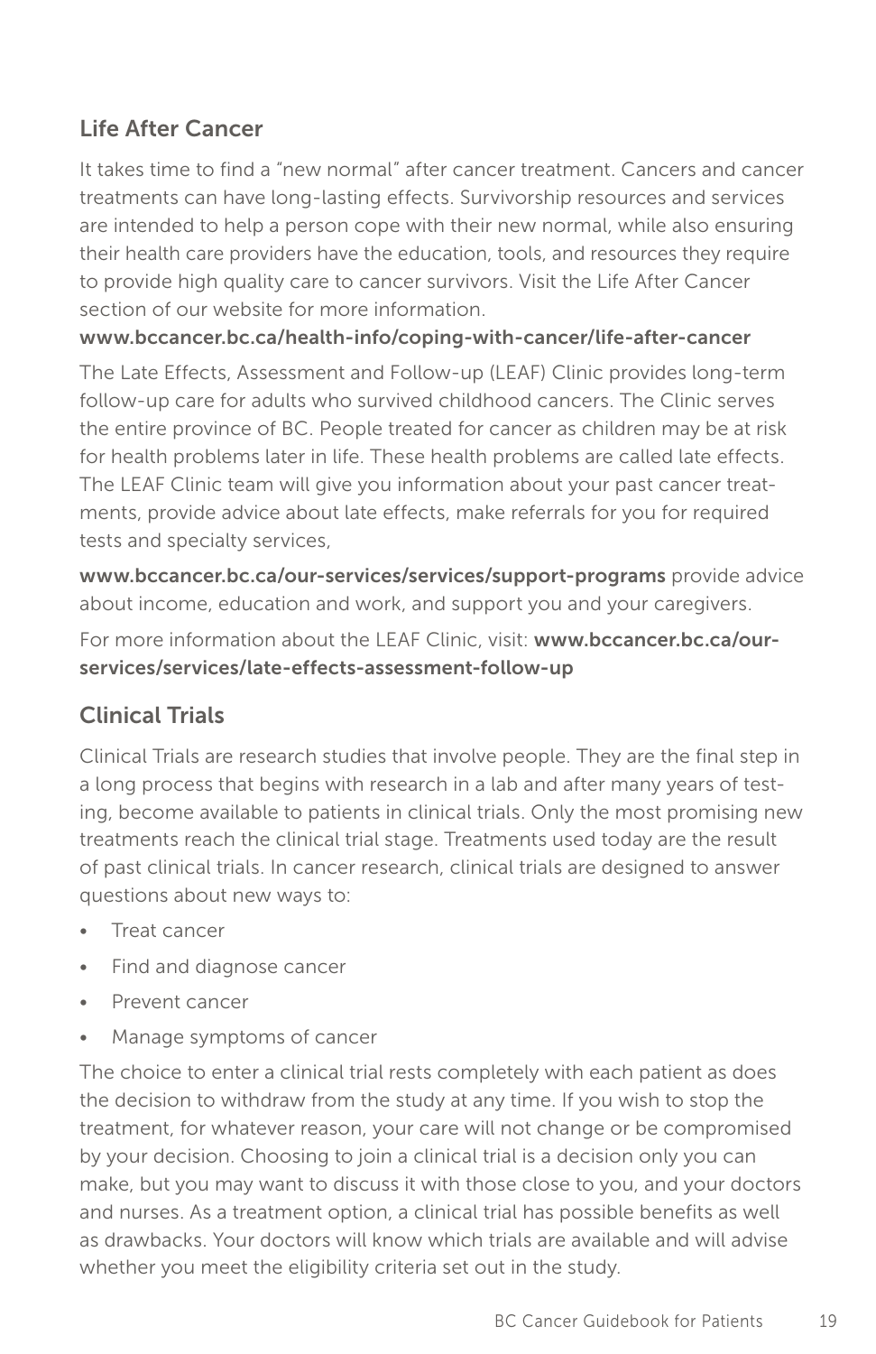## Life After Cancer

It takes time to find a "new normal" after cancer treatment. Cancers and cancer treatments can have long-lasting effects. Survivorship resources and services are intended to help a person cope with their new normal, while also ensuring their health care providers have the education, tools, and resources they require to provide high quality care to cancer survivors. Visit the Life After Cancer section of our website for more information.

**www.bccancer.bc.ca/health-info/coping-with-cancer/life-after-cancer**

The Late Effects, Assessment and Follow-up (LEAF) Clinic provides long-term follow-up care for adults who survived childhood cancers. The Clinic serves the entire province of BC. People treated for cancer as children may be at risk for health problems later in life. These health problems are called late effects. The LEAF Clinic team will give you information about your past cancer treatments, provide advice about late effects, make referrals for you for required tests and specialty services,

**www.bccancer.bc.ca/our-services/services/support-programs** provide advice about income, education and work, and support you and your caregivers.

For more information about the LEAF Clinic, visit: **www.bccancer.bc.ca/our-services/services/late-effects-assessment-follow-up**

## Clinical Trials

Clinical Trials are research studies that involve people. They are the final step in a long process that begins with research in a lab and after many years of testing, become available to patients in clinical trials. Only the most promising new treatments reach the clinical trial stage. Treatments used today are the result of past clinical trials. In cancer research, clinical trials are designed to answer questions about new ways to:

- Treat cancer
- Find and diagnose cancer
- Prevent cancer
- Manage symptoms of cancer

The choice to enter a clinical trial rests completely with each patient as does the decision to withdraw from the study at any time. If you wish to stop the treatment, for whatever reason, your care will not change or be compromised by your decision. Choosing to join a clinical trial is a decision only you can make, but you may want to discuss it with those close to you, and your doctors and nurses. As a treatment option, a clinical trial has possible benefits as well as drawbacks. Your doctors will know which trials are available and will advise whether you meet the eligibility criteria set out in the study.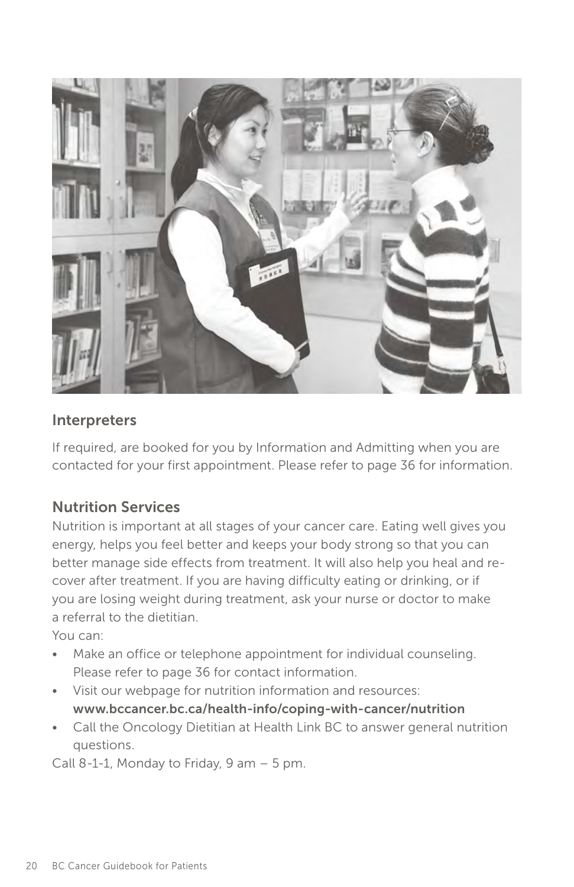## Interpreters

If required, are booked for you by Information and Admitting when you are contacted for your first appointment. Please refer to page 36 for information.

## Nutrition Services

Nutrition is important at all stages of your cancer care. Eating well gives you energy, helps you feel better and keeps your body strong so that you can better manage side effects from treatment. It will also help you heal and recover after treatment. If you are having difficulty eating or drinking, or if you are losing weight during treatment, ask your nurse or doctor to make a referral to the dietitian.

You can:

- Make an office or telephone appointment for individual counseling. Please refer to page 36 for contact information.
- Visit our webpage for nutrition information and resources: **www.bccancer.bc.ca/health-info/coping-with-cancer/nutrition**
- Call the Oncology Dietitian at Health Link BC to answer general nutrition questions.

Call 8-1-1, Monday to Friday, 9 am – 5 pm.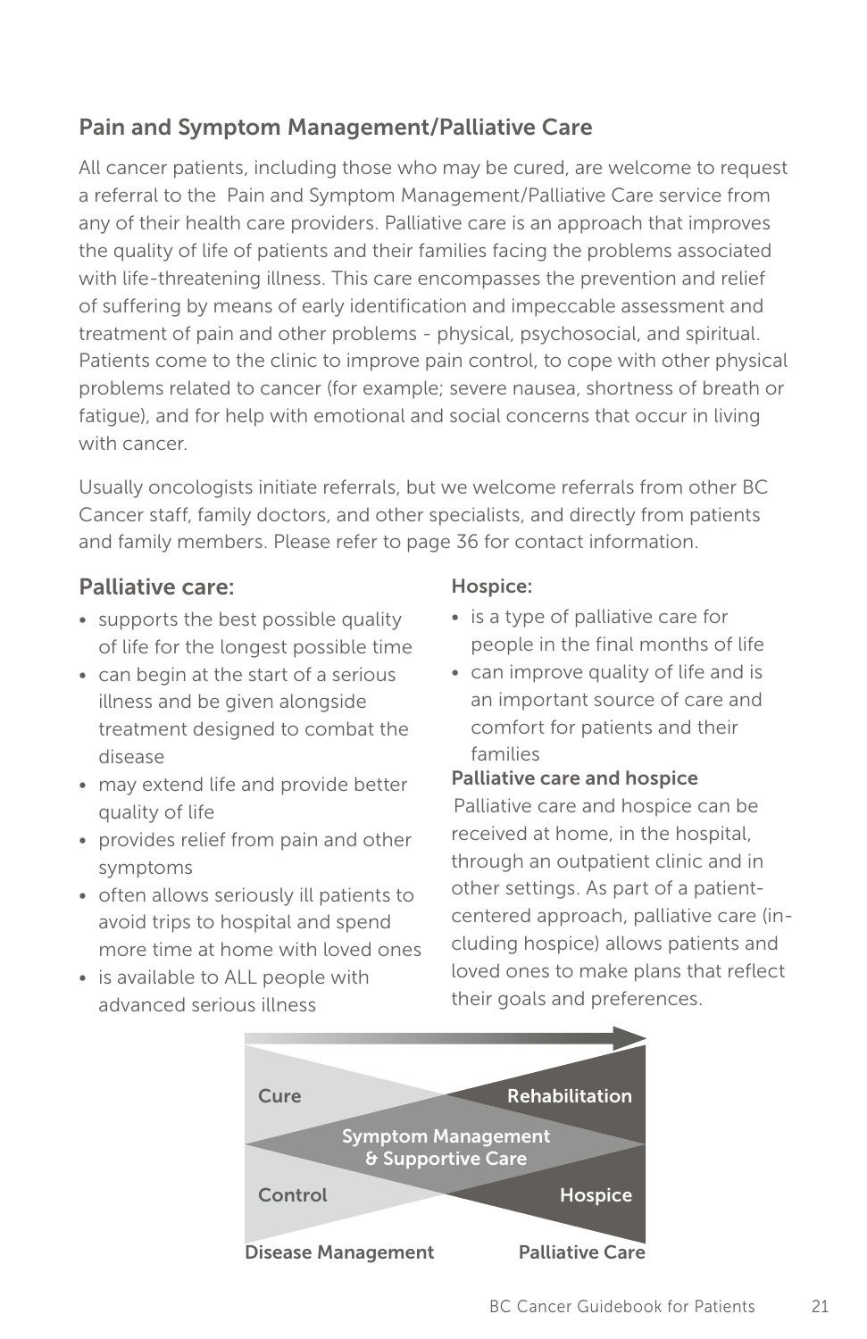## Pain and Symptom Management/Palliative Care

All cancer patients, including those who may be cured, are welcome to request a referral to the Pain and Symptom Management/Palliative Care service from any of their health care providers. Palliative care is an approach that improves the quality of life of patients and their families facing the problems associated with life-threatening illness. This care encompasses the prevention and relief of suffering by means of early identification and impeccable assessment and treatment of pain and other problems - physical, psychosocial, and spiritual. Patients come to the clinic to improve pain control, to cope with other physical problems related to cancer (for example; severe nausea, shortness of breath or fatigue), and for help with emotional and social concerns that occur in living with cancer.

Usually oncologists initiate referrals, but we welcome referrals from other BC Cancer staff, family doctors, and other specialists, and directly from patients and family members. Please refer to page 36 for contact information.

### Palliative care:

- supports the best possible quality of life for the longest possible time
- can begin at the start of a serious illness and be given alongside treatment designed to combat the disease
- may extend life and provide better quality of life
- provides relief from pain and other symptoms
- often allows seriously ill patients to avoid trips to hospital and spend more time at home with loved ones
- is available to ALL people with advanced serious illness

#### Hospice:

- is a type of palliative care for people in the final months of life
- can improve quality of life and is an important source of care and comfort for patients and their families

#### Palliative care and hospice

Palliative care and hospice can be received at home, in the hospital, through an outpatient clinic and in other settings. As part of a patient-centered approach, palliative care (including hospice) allows patients and loved ones to make plans that reflect their goals and preferences.

Cure | Rehabilitation | Symptom Management & Supportive Care | Control | Hospice

Disease Management | Palliative Care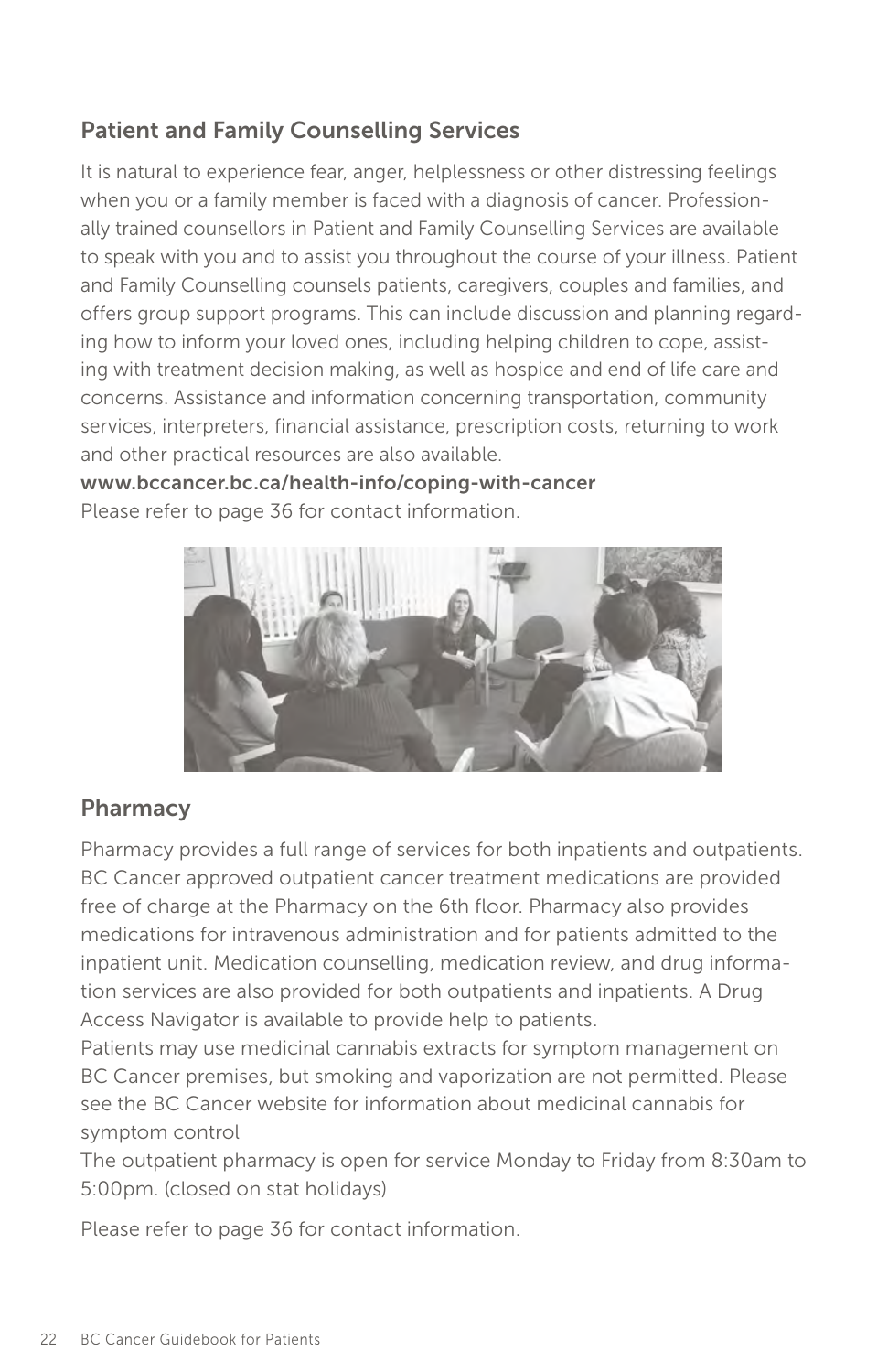## Patient and Family Counselling Services

It is natural to experience fear, anger, helplessness or other distressing feelings when you or a family member is faced with a diagnosis of cancer. Professionally trained counsellors in Patient and Family Counselling Services are available to speak with you and to assist you throughout the course of your illness. Patient and Family Counselling counsels patients, caregivers, couples and families, and offers group support programs. This can include discussion and planning regarding how to inform your loved ones, including helping children to cope, assisting with treatment decision making, as well as hospice and end of life care and concerns. Assistance and information concerning transportation, community services, interpreters, financial assistance, prescription costs, returning to work and other practical resources are also available.

**www.bccancer.bc.ca/health-info/coping-with-cancer**

Please refer to page 36 for contact information.

## Pharmacy

Pharmacy provides a full range of services for both inpatients and outpatients. BC Cancer approved outpatient cancer treatment medications are provided free of charge at the Pharmacy on the 6th floor. Pharmacy also provides medications for intravenous administration and for patients admitted to the inpatient unit. Medication counselling, medication review, and drug information services are also provided for both outpatients and inpatients. A Drug Access Navigator is available to provide help to patients.

Patients may use medicinal cannabis extracts for symptom management on BC Cancer premises, but smoking and vaporization are not permitted. Please see the BC Cancer website for information about medicinal cannabis for symptom control

The outpatient pharmacy is open for service Monday to Friday from 8:30am to 5:00pm. (closed on stat holidays)

Please refer to page 36 for contact information.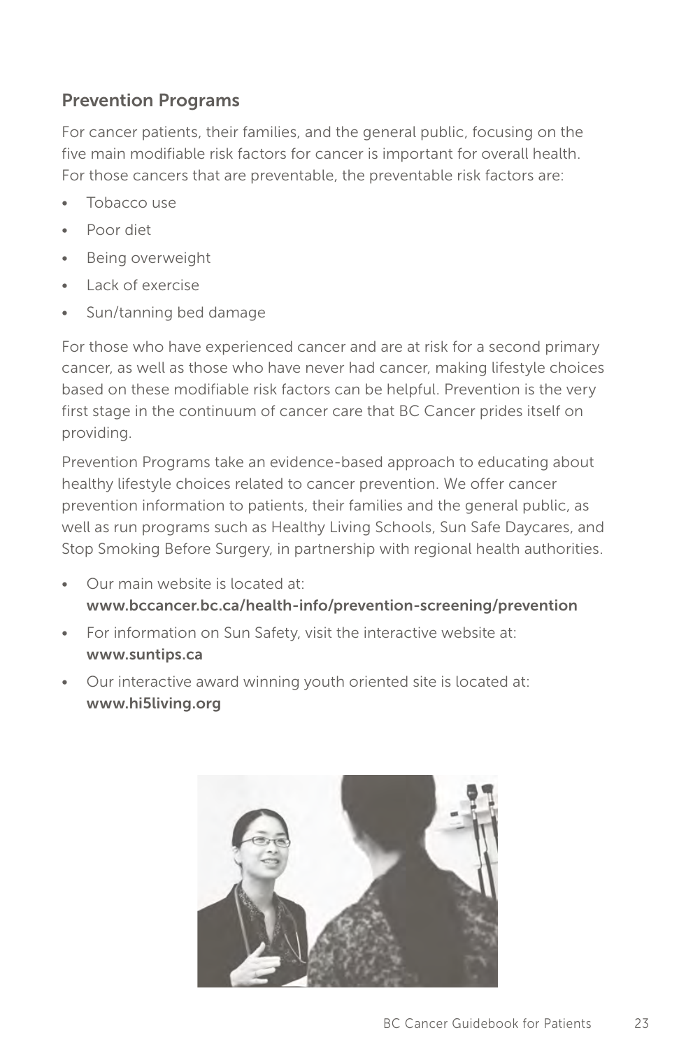## Prevention Programs

For cancer patients, their families, and the general public, focusing on the five main modifiable risk factors for cancer is important for overall health. For those cancers that are preventable, the preventable risk factors are:

- Tobacco use
- Poor diet
- Being overweight
- Lack of exercise
- Sun/tanning bed damage

For those who have experienced cancer and are at risk for a second primary cancer, as well as those who have never had cancer, making lifestyle choices based on these modifiable risk factors can be helpful. Prevention is the very first stage in the continuum of cancer care that BC Cancer prides itself on providing.

Prevention Programs take an evidence-based approach to educating about healthy lifestyle choices related to cancer prevention. We offer cancer prevention information to patients, their families and the general public, as well as run programs such as Healthy Living Schools, Sun Safe Daycares, and Stop Smoking Before Surgery, in partnership with regional health authorities.

- Our main website is located at: **www.bccancer.bc.ca/health-info/prevention-screening/prevention**
- For information on Sun Safety, visit the interactive website at: **www.suntips.ca**
- Our interactive award winning youth oriented site is located at: **www.hi5living.org**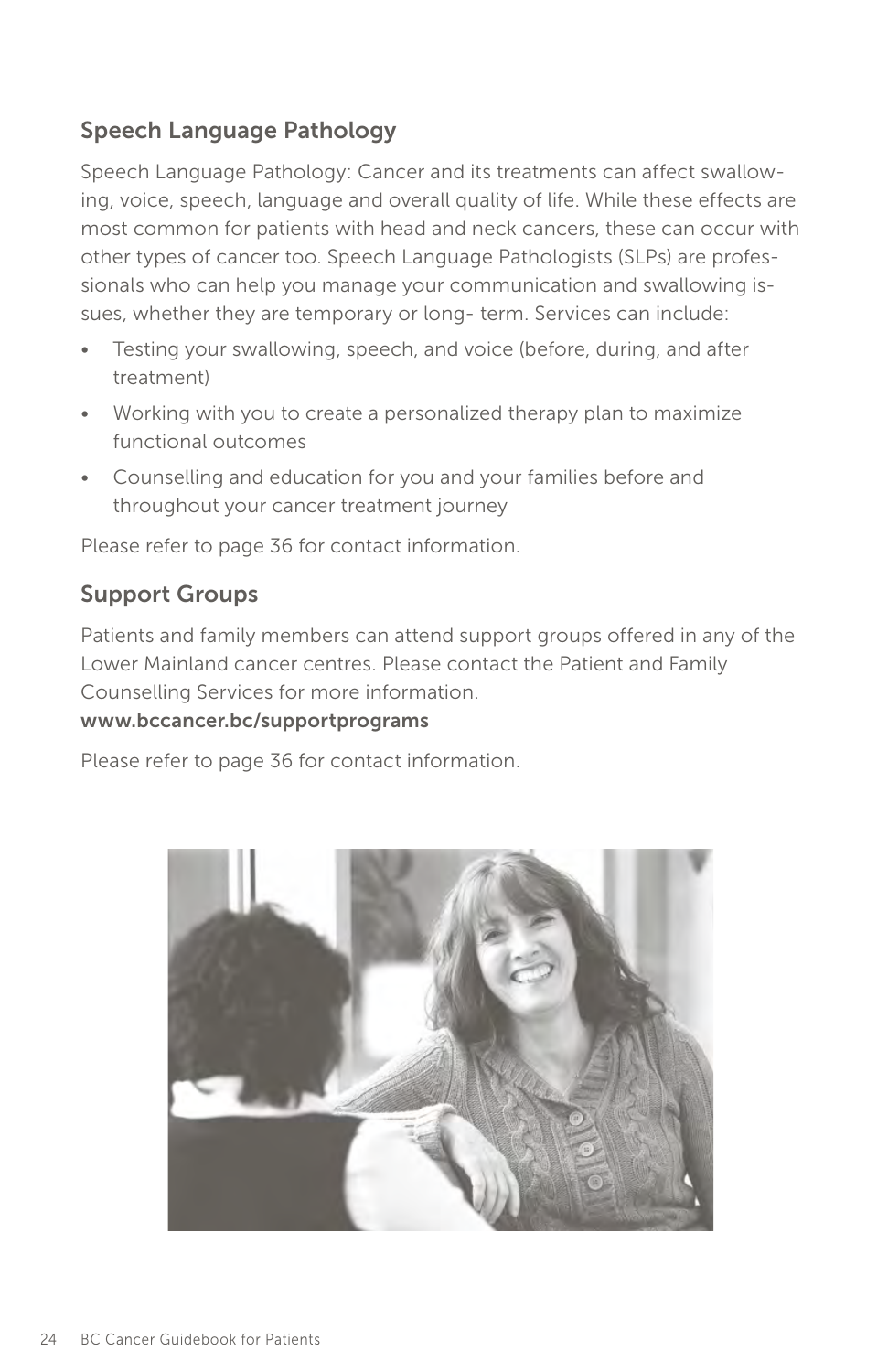## Speech Language Pathology

Speech Language Pathology: Cancer and its treatments can affect swallowing, voice, speech, language and overall quality of life. While these effects are most common for patients with head and neck cancers, these can occur with other types of cancer too. Speech Language Pathologists (SLPs) are professionals who can help you manage your communication and swallowing issues, whether they are temporary or long- term. Services can include:

- Testing your swallowing, speech, and voice (before, during, and after treatment)
- Working with you to create a personalized therapy plan to maximize functional outcomes
- Counselling and education for you and your families before and throughout your cancer treatment journey

Please refer to page 36 for contact information.

## Support Groups

Patients and family members can attend support groups offered in any of the Lower Mainland cancer centres. Please contact the Patient and Family Counselling Services for more information.
**www.bccancer.bc/supportprograms**

Please refer to page 36 for contact information.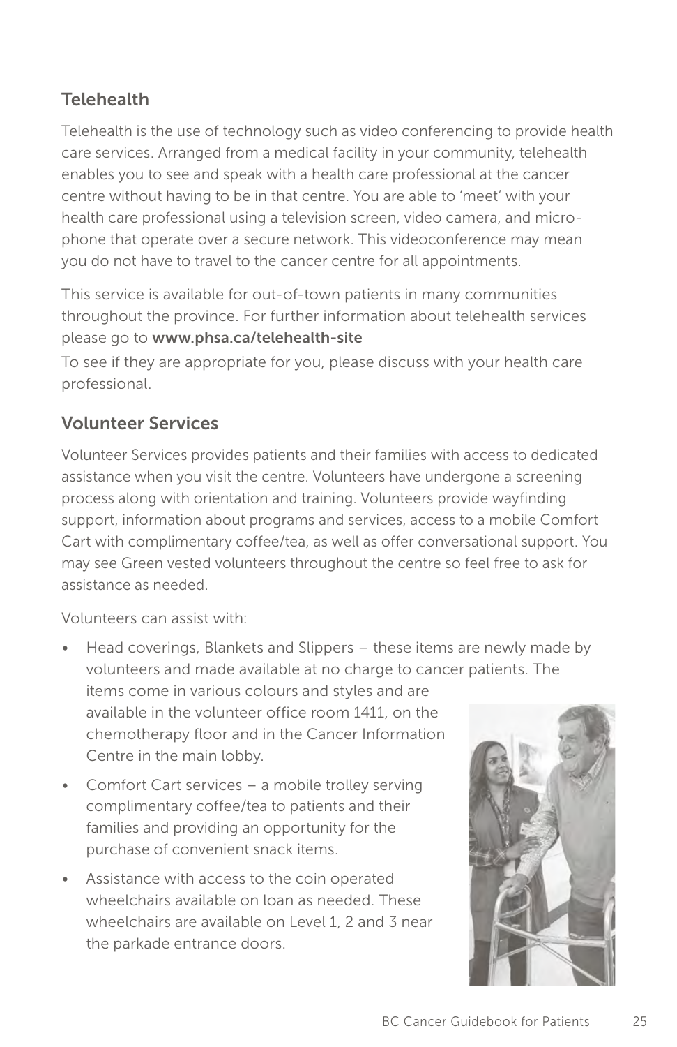## Telehealth

Telehealth is the use of technology such as video conferencing to provide health care services. Arranged from a medical facility in your community, telehealth enables you to see and speak with a health care professional at the cancer centre without having to be in that centre. You are able to 'meet' with your health care professional using a television screen, video camera, and microphone that operate over a secure network. This videoconference may mean you do not have to travel to the cancer centre for all appointments.

This service is available for out-of-town patients in many communities throughout the province. For further information about telehealth services please go to **www.phsa.ca/telehealth-site**

To see if they are appropriate for you, please discuss with your health care professional.

## Volunteer Services

Volunteer Services provides patients and their families with access to dedicated assistance when you visit the centre. Volunteers have undergone a screening process along with orientation and training. Volunteers provide wayfinding support, information about programs and services, access to a mobile Comfort Cart with complimentary coffee/tea, as well as offer conversational support. You may see Green vested volunteers throughout the centre so feel free to ask for assistance as needed.

Volunteers can assist with:

- Head coverings, Blankets and Slippers – these items are newly made by volunteers and made available at no charge to cancer patients. The items come in various colours and styles and are available in the volunteer office room 1411, on the chemotherapy floor and in the Cancer Information Centre in the main lobby.
- Comfort Cart services – a mobile trolley serving complimentary coffee/tea to patients and their families and providing an opportunity for the purchase of convenient snack items.
- Assistance with access to the coin operated wheelchairs available on loan as needed. These wheelchairs are available on Level 1, 2 and 3 near the parkade entrance doors.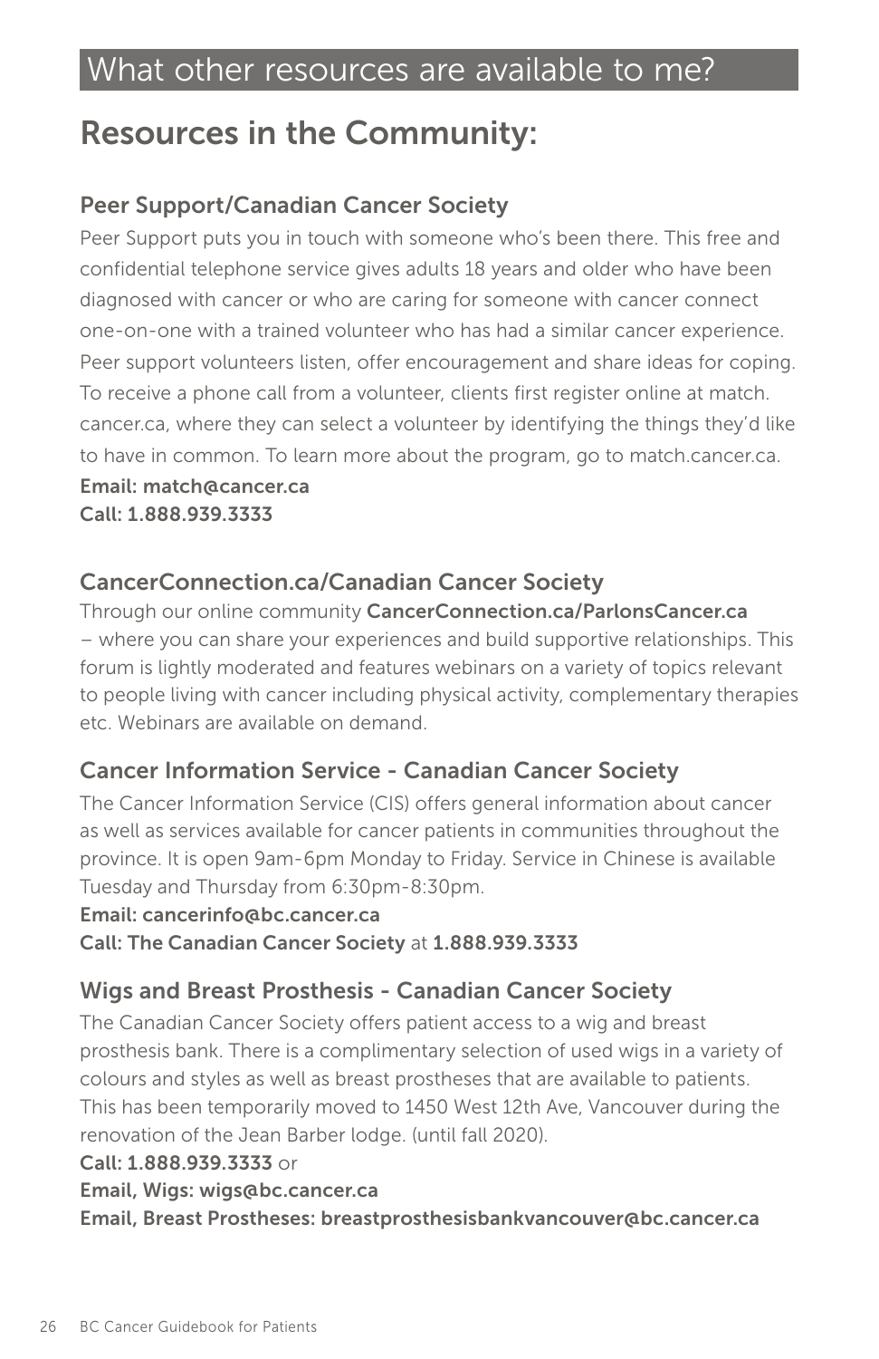# What other resources are available to me?

## Resources in the Community:

### Peer Support/Canadian Cancer Society

Peer Support puts you in touch with someone who's been there. This free and confidential telephone service gives adults 18 years and older who have been diagnosed with cancer or who are caring for someone with cancer connect one-on-one with a trained volunteer who has had a similar cancer experience. Peer support volunteers listen, offer encouragement and share ideas for coping. To receive a phone call from a volunteer, clients first register online at match.cancer.ca, where they can select a volunteer by identifying the things they'd like to have in common. To learn more about the program, go to match.cancer.ca.

**Email: match@cancer.ca**
**Call: 1.888.939.3333**

### CancerConnection.ca/Canadian Cancer Society

Through our online community **CancerConnection.ca/ParlonsCancer.ca** – where you can share your experiences and build supportive relationships. This forum is lightly moderated and features webinars on a variety of topics relevant to people living with cancer including physical activity, complementary therapies etc. Webinars are available on demand.

### Cancer Information Service - Canadian Cancer Society

The Cancer Information Service (CIS) offers general information about cancer as well as services available for cancer patients in communities throughout the province. It is open 9am-6pm Monday to Friday. Service in Chinese is available Tuesday and Thursday from 6:30pm-8:30pm.

**Email: cancerinfo@bc.cancer.ca**
**Call: The Canadian Cancer Society** at **1.888.939.3333**

### Wigs and Breast Prosthesis - Canadian Cancer Society

The Canadian Cancer Society offers patient access to a wig and breast prosthesis bank. There is a complimentary selection of used wigs in a variety of colours and styles as well as breast prostheses that are available to patients. This has been temporarily moved to 1450 West 12th Ave, Vancouver during the renovation of the Jean Barber lodge. (until fall 2020).

**Call: 1.888.939.3333** or
**Email, Wigs: wigs@bc.cancer.ca**
**Email, Breast Prostheses: breastprosthesisbankvancouver@bc.cancer.ca**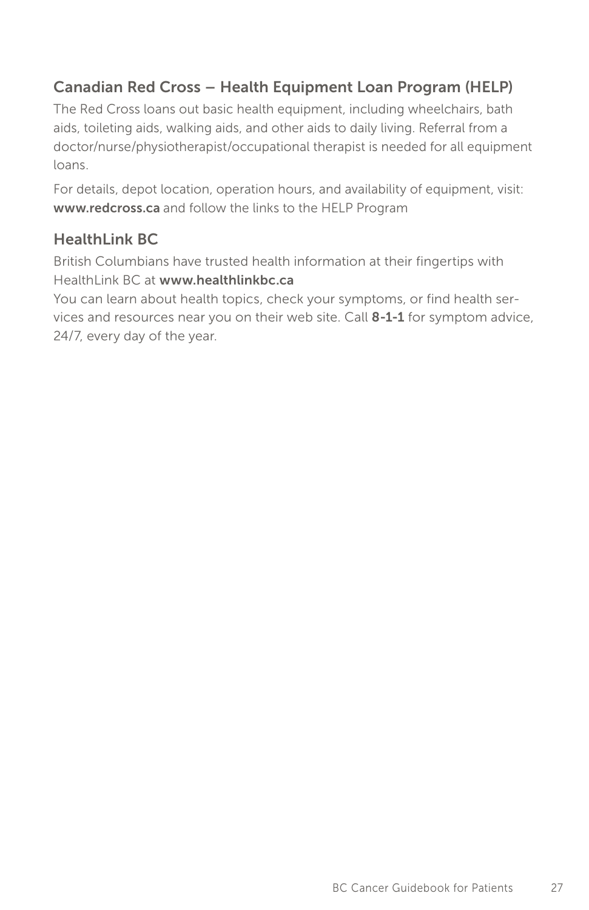### Canadian Red Cross – Health Equipment Loan Program (HELP)

The Red Cross loans out basic health equipment, including wheelchairs, bath aids, toileting aids, walking aids, and other aids to daily living. Referral from a doctor/nurse/physiotherapist/occupational therapist is needed for all equipment loans.

For details, depot location, operation hours, and availability of equipment, visit: **www.redcross.ca** and follow the links to the HELP Program

### HealthLink BC

British Columbians have trusted health information at their fingertips with HealthLink BC at **www.healthlinkbc.ca**

You can learn about health topics, check your symptoms, or find health services and resources near you on their web site. Call **8-1-1** for symptom advice, 24/7, every day of the year.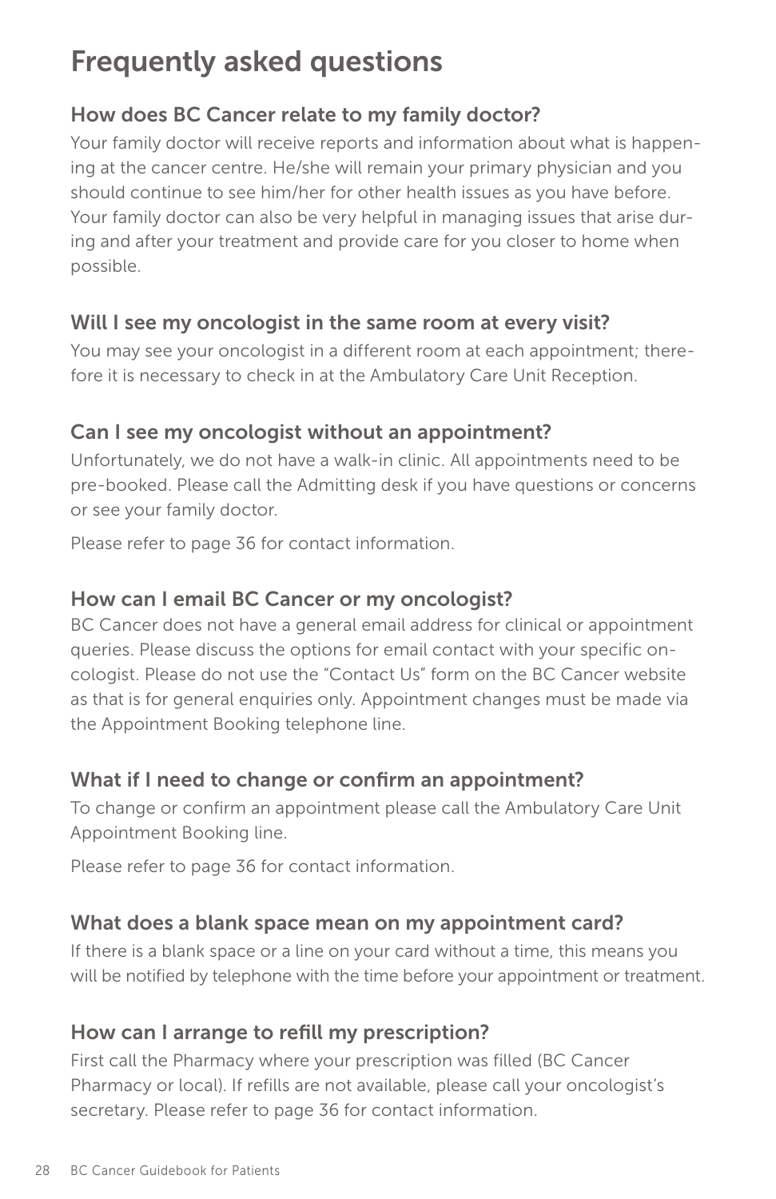# Frequently asked questions

## How does BC Cancer relate to my family doctor?

Your family doctor will receive reports and information about what is happening at the cancer centre. He/she will remain your primary physician and you should continue to see him/her for other health issues as you have before. Your family doctor can also be very helpful in managing issues that arise during and after your treatment and provide care for you closer to home when possible.

## Will I see my oncologist in the same room at every visit?

You may see your oncologist in a different room at each appointment; therefore it is necessary to check in at the Ambulatory Care Unit Reception.

## Can I see my oncologist without an appointment?

Unfortunately, we do not have a walk-in clinic. All appointments need to be pre-booked. Please call the Admitting desk if you have questions or concerns or see your family doctor.

Please refer to page 36 for contact information.

## How can I email BC Cancer or my oncologist?

BC Cancer does not have a general email address for clinical or appointment queries. Please discuss the options for email contact with your specific oncologist. Please do not use the "Contact Us" form on the BC Cancer website as that is for general enquiries only. Appointment changes must be made via the Appointment Booking telephone line.

## What if I need to change or confirm an appointment?

To change or confirm an appointment please call the Ambulatory Care Unit Appointment Booking line.

Please refer to page 36 for contact information.

## What does a blank space mean on my appointment card?

If there is a blank space or a line on your card without a time, this means you will be notified by telephone with the time before your appointment or treatment.

## How can I arrange to refill my prescription?

First call the Pharmacy where your prescription was filled (BC Cancer Pharmacy or local). If refills are not available, please call your oncologist's secretary. Please refer to page 36 for contact information.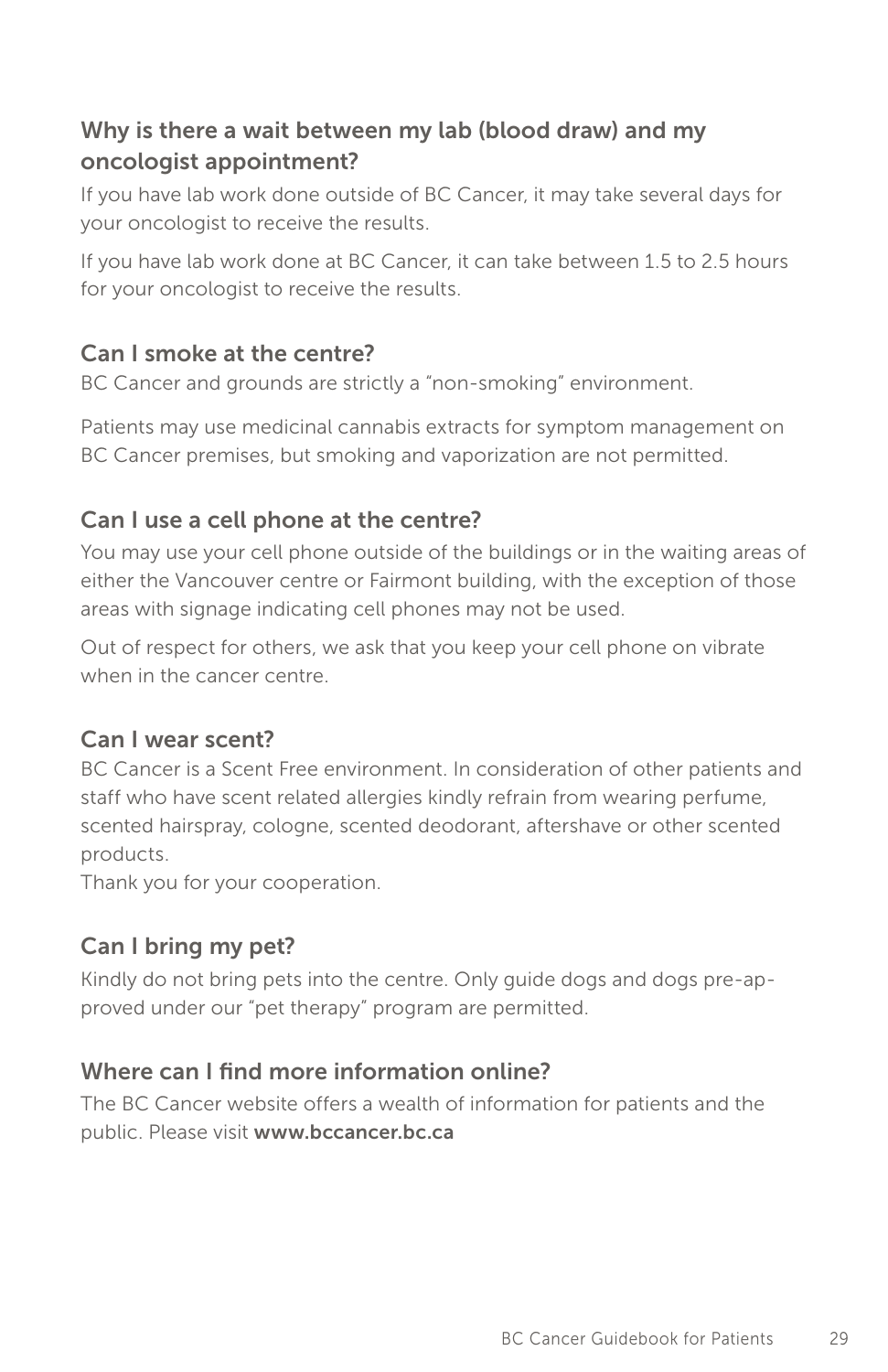### Why is there a wait between my lab (blood draw) and my oncologist appointment?

If you have lab work done outside of BC Cancer, it may take several days for your oncologist to receive the results.

If you have lab work done at BC Cancer, it can take between 1.5 to 2.5 hours for your oncologist to receive the results.

### Can I smoke at the centre?

BC Cancer and grounds are strictly a “non-smoking” environment.

Patients may use medicinal cannabis extracts for symptom management on BC Cancer premises, but smoking and vaporization are not permitted.

### Can I use a cell phone at the centre?

You may use your cell phone outside of the buildings or in the waiting areas of either the Vancouver centre or Fairmont building, with the exception of those areas with signage indicating cell phones may not be used.

Out of respect for others, we ask that you keep your cell phone on vibrate when in the cancer centre.

### Can I wear scent?

BC Cancer is a Scent Free environment. In consideration of other patients and staff who have scent related allergies kindly refrain from wearing perfume, scented hairspray, cologne, scented deodorant, aftershave or other scented products.
Thank you for your cooperation.

### Can I bring my pet?

Kindly do not bring pets into the centre. Only guide dogs and dogs pre-approved under our “pet therapy” program are permitted.

### Where can I find more information online?

The BC Cancer website offers a wealth of information for patients and the public. Please visit **www.bccancer.bc.ca**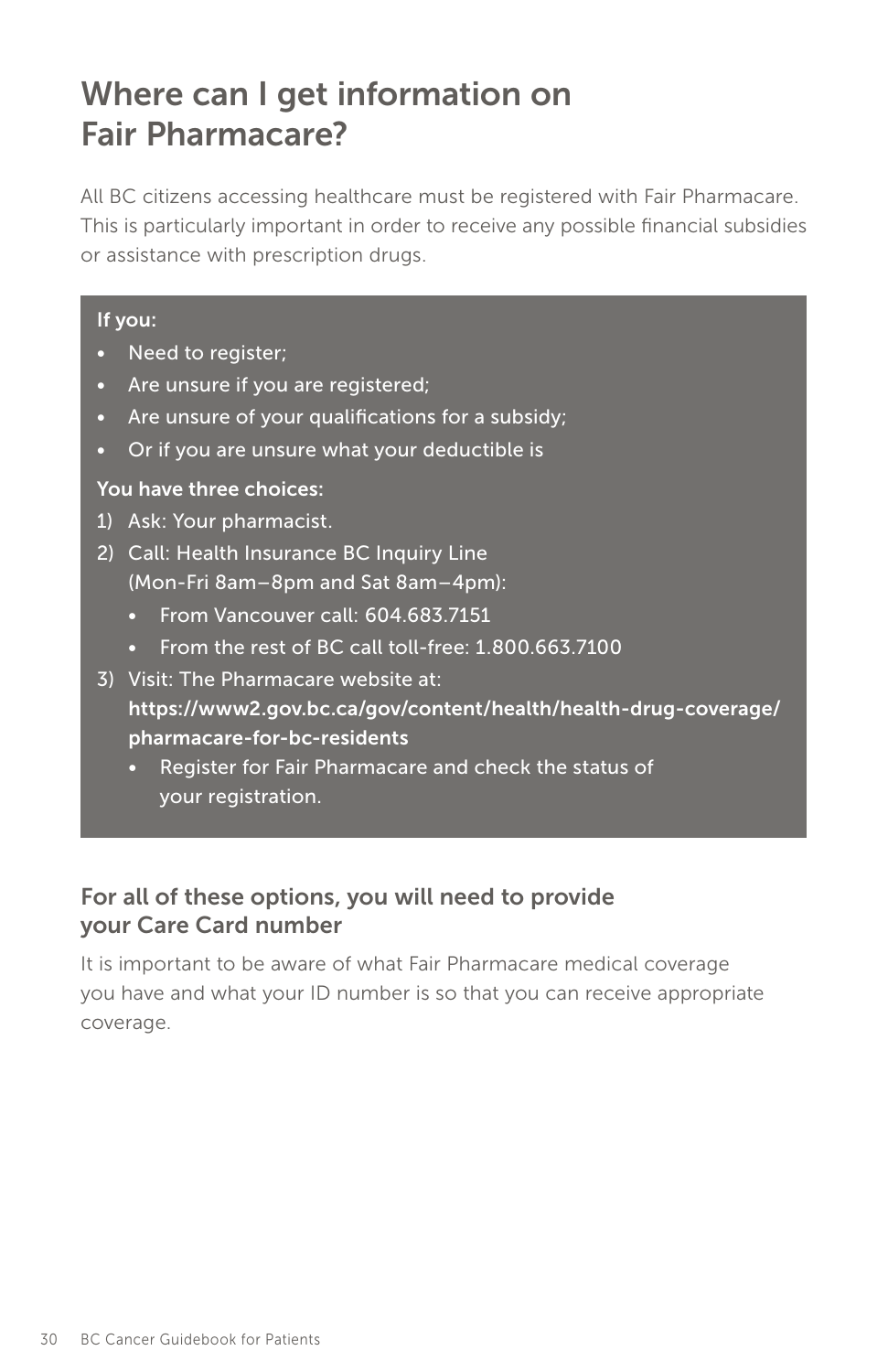# Where can I get information on Fair Pharmacare?

All BC citizens accessing healthcare must be registered with Fair Pharmacare. This is particularly important in order to receive any possible financial subsidies or assistance with prescription drugs.

**If you:**

- Need to register;
- Are unsure if you are registered;
- Are unsure of your qualifications for a subsidy;
- Or if you are unsure what your deductible is

**You have three choices:**

1) Ask: Your pharmacist.
2) Call: Health Insurance BC Inquiry Line (Mon-Fri 8am–8pm and Sat 8am–4pm):
   - From Vancouver call: 604.683.7151
   - From the rest of BC call toll-free: 1.800.663.7100
3) Visit: The Pharmacare website at: **https://www2.gov.bc.ca/gov/content/health/health-drug-coverage/pharmacare-for-bc-residents**
   - Register for Fair Pharmacare and check the status of your registration.

## For all of these options, you will need to provide your Care Card number

It is important to be aware of what Fair Pharmacare medical coverage you have and what your ID number is so that you can receive appropriate coverage.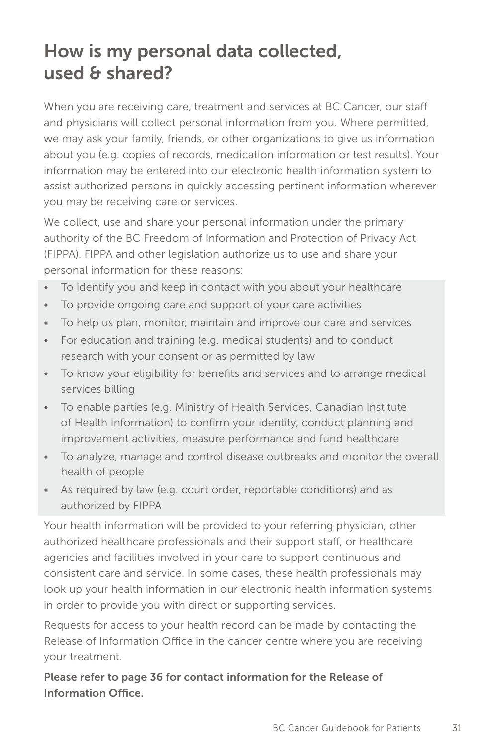# How is my personal data collected, used & shared?

When you are receiving care, treatment and services at BC Cancer, our staff and physicians will collect personal information from you. Where permitted, we may ask your family, friends, or other organizations to give us information about you (e.g. copies of records, medication information or test results). Your information may be entered into our electronic health information system to assist authorized persons in quickly accessing pertinent information wherever you may be receiving care or services.

We collect, use and share your personal information under the primary authority of the BC Freedom of Information and Protection of Privacy Act (FIPPA). FIPPA and other legislation authorize us to use and share your personal information for these reasons:

- To identify you and keep in contact with you about your healthcare
- To provide ongoing care and support of your care activities
- To help us plan, monitor, maintain and improve our care and services
- For education and training (e.g. medical students) and to conduct research with your consent or as permitted by law
- To know your eligibility for benefits and services and to arrange medical services billing
- To enable parties (e.g. Ministry of Health Services, Canadian Institute of Health Information) to confirm your identity, conduct planning and improvement activities, measure performance and fund healthcare
- To analyze, manage and control disease outbreaks and monitor the overall health of people
- As required by law (e.g. court order, reportable conditions) and as authorized by FIPPA

Your health information will be provided to your referring physician, other authorized healthcare professionals and their support staff, or healthcare agencies and facilities involved in your care to support continuous and consistent care and service. In some cases, these health professionals may look up your health information in our electronic health information systems in order to provide you with direct or supporting services.

Requests for access to your health record can be made by contacting the Release of Information Office in the cancer centre where you are receiving your treatment.

**Please refer to page 36 for contact information for the Release of Information Office.**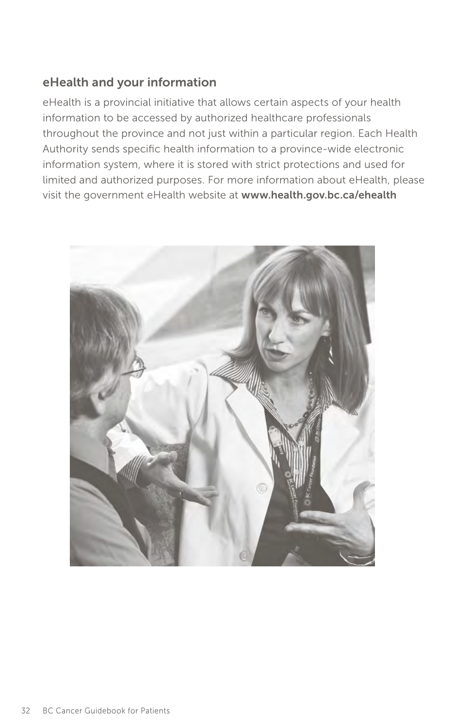## eHealth and your information

eHealth is a provincial initiative that allows certain aspects of your health information to be accessed by authorized healthcare professionals throughout the province and not just within a particular region. Each Health Authority sends specific health information to a province-wide electronic information system, where it is stored with strict protections and used for limited and authorized purposes. For more information about eHealth, please visit the government eHealth website at **www.health.gov.bc.ca/ehealth**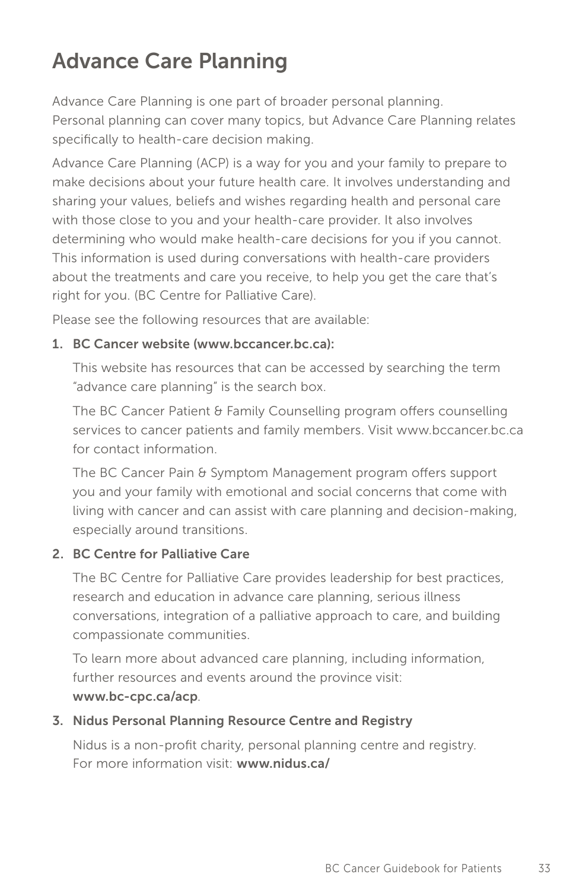# Advance Care Planning

Advance Care Planning is one part of broader personal planning. Personal planning can cover many topics, but Advance Care Planning relates specifically to health-care decision making.

Advance Care Planning (ACP) is a way for you and your family to prepare to make decisions about your future health care. It involves understanding and sharing your values, beliefs and wishes regarding health and personal care with those close to you and your health-care provider. It also involves determining who would make health-care decisions for you if you cannot. This information is used during conversations with health-care providers about the treatments and care you receive, to help you get the care that's right for you. (BC Centre for Palliative Care).

Please see the following resources that are available:

1. **BC Cancer website (www.bccancer.bc.ca):**

   This website has resources that can be accessed by searching the term "advance care planning" is the search box.

   The BC Cancer Patient & Family Counselling program offers counselling services to cancer patients and family members. Visit www.bccancer.bc.ca for contact information.

   The BC Cancer Pain & Symptom Management program offers support you and your family with emotional and social concerns that come with living with cancer and can assist with care planning and decision-making, especially around transitions.

2. **BC Centre for Palliative Care**

   The BC Centre for Palliative Care provides leadership for best practices, research and education in advance care planning, serious illness conversations, integration of a palliative approach to care, and building compassionate communities.

   To learn more about advanced care planning, including information, further resources and events around the province visit: **www.bc-cpc.ca/acp**.

3. **Nidus Personal Planning Resource Centre and Registry**

   Nidus is a non-profit charity, personal planning centre and registry. For more information visit: **www.nidus.ca/**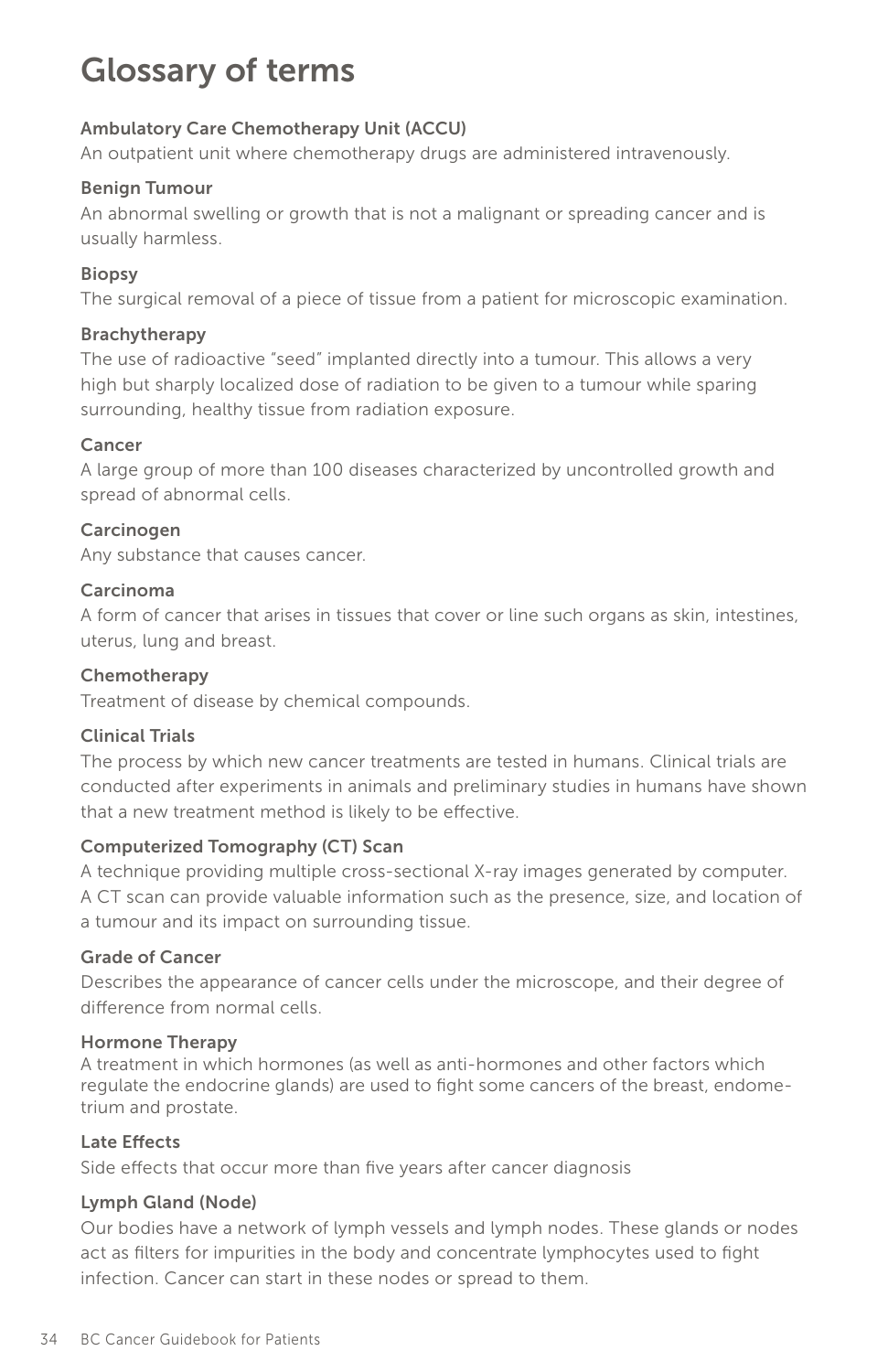# Glossary of terms

**Ambulatory Care Chemotherapy Unit (ACCU)**
An outpatient unit where chemotherapy drugs are administered intravenously.

**Benign Tumour**
An abnormal swelling or growth that is not a malignant or spreading cancer and is usually harmless.

**Biopsy**
The surgical removal of a piece of tissue from a patient for microscopic examination.

**Brachytherapy**
The use of radioactive "seed" implanted directly into a tumour. This allows a very high but sharply localized dose of radiation to be given to a tumour while sparing surrounding, healthy tissue from radiation exposure.

**Cancer**
A large group of more than 100 diseases characterized by uncontrolled growth and spread of abnormal cells.

**Carcinogen**
Any substance that causes cancer.

**Carcinoma**
A form of cancer that arises in tissues that cover or line such organs as skin, intestines, uterus, lung and breast.

**Chemotherapy**
Treatment of disease by chemical compounds.

**Clinical Trials**
The process by which new cancer treatments are tested in humans. Clinical trials are conducted after experiments in animals and preliminary studies in humans have shown that a new treatment method is likely to be effective.

**Computerized Tomography (CT) Scan**
A technique providing multiple cross-sectional X-ray images generated by computer. A CT scan can provide valuable information such as the presence, size, and location of a tumour and its impact on surrounding tissue.

**Grade of Cancer**
Describes the appearance of cancer cells under the microscope, and their degree of difference from normal cells.

**Hormone Therapy**
A treatment in which hormones (as well as anti-hormones and other factors which regulate the endocrine glands) are used to fight some cancers of the breast, endometrium and prostate.

**Late Effects**
Side effects that occur more than five years after cancer diagnosis

**Lymph Gland (Node)**
Our bodies have a network of lymph vessels and lymph nodes. These glands or nodes act as filters for impurities in the body and concentrate lymphocytes used to fight infection. Cancer can start in these nodes or spread to them.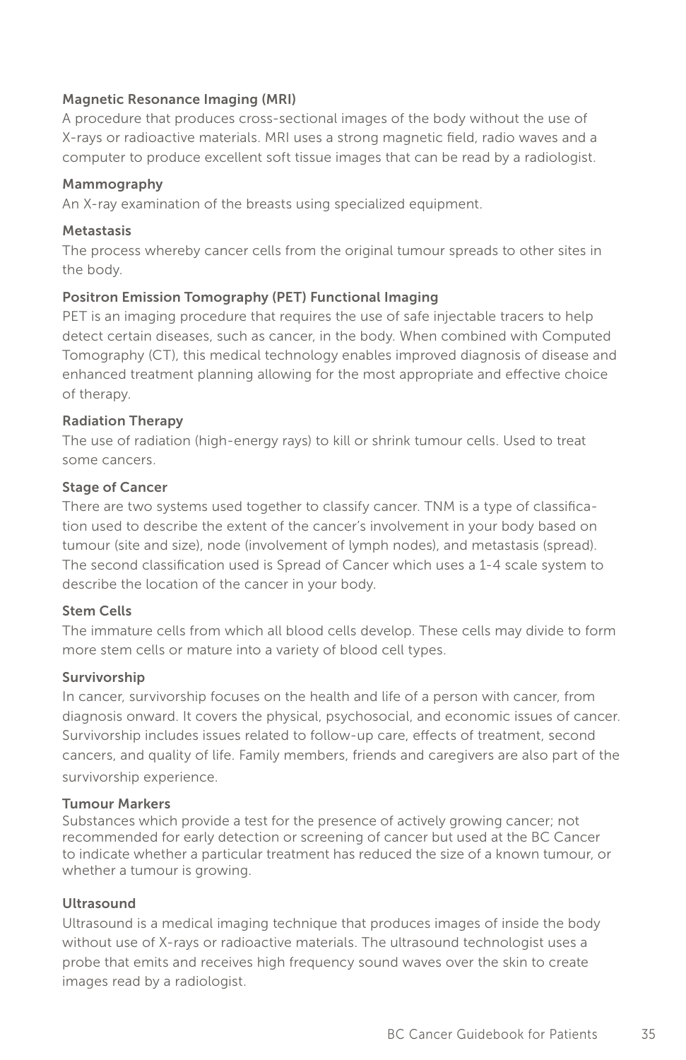### Magnetic Resonance Imaging (MRI)

A procedure that produces cross-sectional images of the body without the use of X-rays or radioactive materials. MRI uses a strong magnetic field, radio waves and a computer to produce excellent soft tissue images that can be read by a radiologist.

### Mammography

An X-ray examination of the breasts using specialized equipment.

### Metastasis

The process whereby cancer cells from the original tumour spreads to other sites in the body.

### Positron Emission Tomography (PET) Functional Imaging

PET is an imaging procedure that requires the use of safe injectable tracers to help detect certain diseases, such as cancer, in the body. When combined with Computed Tomography (CT), this medical technology enables improved diagnosis of disease and enhanced treatment planning allowing for the most appropriate and effective choice of therapy.

### Radiation Therapy

The use of radiation (high-energy rays) to kill or shrink tumour cells. Used to treat some cancers.

### Stage of Cancer

There are two systems used together to classify cancer. TNM is a type of classification used to describe the extent of the cancer's involvement in your body based on tumour (site and size), node (involvement of lymph nodes), and metastasis (spread). The second classification used is Spread of Cancer which uses a 1-4 scale system to describe the location of the cancer in your body.

### Stem Cells

The immature cells from which all blood cells develop. These cells may divide to form more stem cells or mature into a variety of blood cell types.

### Survivorship

In cancer, survivorship focuses on the health and life of a person with cancer, from diagnosis onward. It covers the physical, psychosocial, and economic issues of cancer. Survivorship includes issues related to follow-up care, effects of treatment, second cancers, and quality of life. Family members, friends and caregivers are also part of the survivorship experience.

### Tumour Markers

Substances which provide a test for the presence of actively growing cancer; not recommended for early detection or screening of cancer but used at the BC Cancer to indicate whether a particular treatment has reduced the size of a known tumour, or whether a tumour is growing.

### Ultrasound

Ultrasound is a medical imaging technique that produces images of inside the body without use of X-rays or radioactive materials. The ultrasound technologist uses a probe that emits and receives high frequency sound waves over the skin to create images read by a radiologist.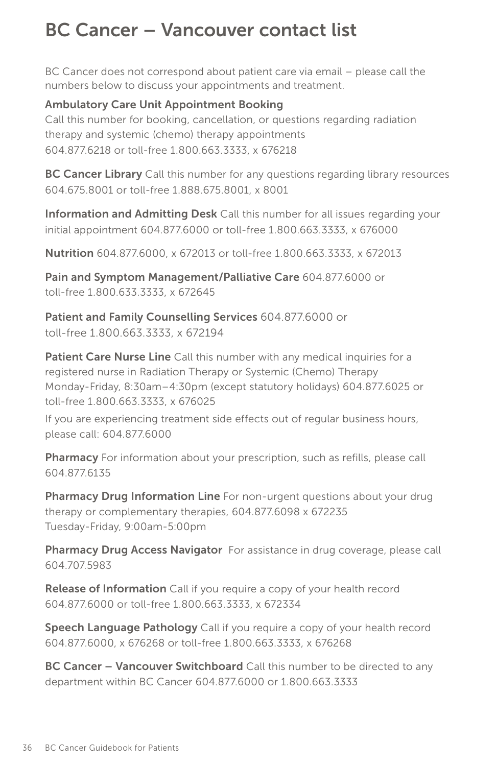# BC Cancer – Vancouver contact list

BC Cancer does not correspond about patient care via email – please call the numbers below to discuss your appointments and treatment.

**Ambulatory Care Unit Appointment Booking**
Call this number for booking, cancellation, or questions regarding radiation therapy and systemic (chemo) therapy appointments
604.877.6218 or toll-free 1.800.663.3333, x 676218

**BC Cancer Library** Call this number for any questions regarding library resources 604.675.8001 or toll-free 1.888.675.8001, x 8001

**Information and Admitting Desk** Call this number for all issues regarding your initial appointment 604.877.6000 or toll-free 1.800.663.3333, x 676000

**Nutrition** 604.877.6000, x 672013 or toll-free 1.800.663.3333, x 672013

**Pain and Symptom Management/Palliative Care** 604.877.6000 or toll-free 1.800.633.3333, x 672645

**Patient and Family Counselling Services** 604.877.6000 or toll-free 1.800.663.3333, x 672194

**Patient Care Nurse Line** Call this number with any medical inquiries for a registered nurse in Radiation Therapy or Systemic (Chemo) Therapy Monday-Friday, 8:30am–4:30pm (except statutory holidays) 604.877.6025 or toll-free 1.800.663.3333, x 676025

If you are experiencing treatment side effects out of regular business hours, please call: 604.877.6000

**Pharmacy** For information about your prescription, such as refills, please call 604.877.6135

**Pharmacy Drug Information Line** For non-urgent questions about your drug therapy or complementary therapies, 604.877.6098 x 672235
Tuesday-Friday, 9:00am-5:00pm

**Pharmacy Drug Access Navigator** For assistance in drug coverage, please call 604.707.5983

**Release of Information** Call if you require a copy of your health record 604.877.6000 or toll-free 1.800.663.3333, x 672334

**Speech Language Pathology** Call if you require a copy of your health record 604.877.6000, x 676268 or toll-free 1.800.663.3333, x 676268

**BC Cancer – Vancouver Switchboard** Call this number to be directed to any department within BC Cancer 604.877.6000 or 1.800.663.3333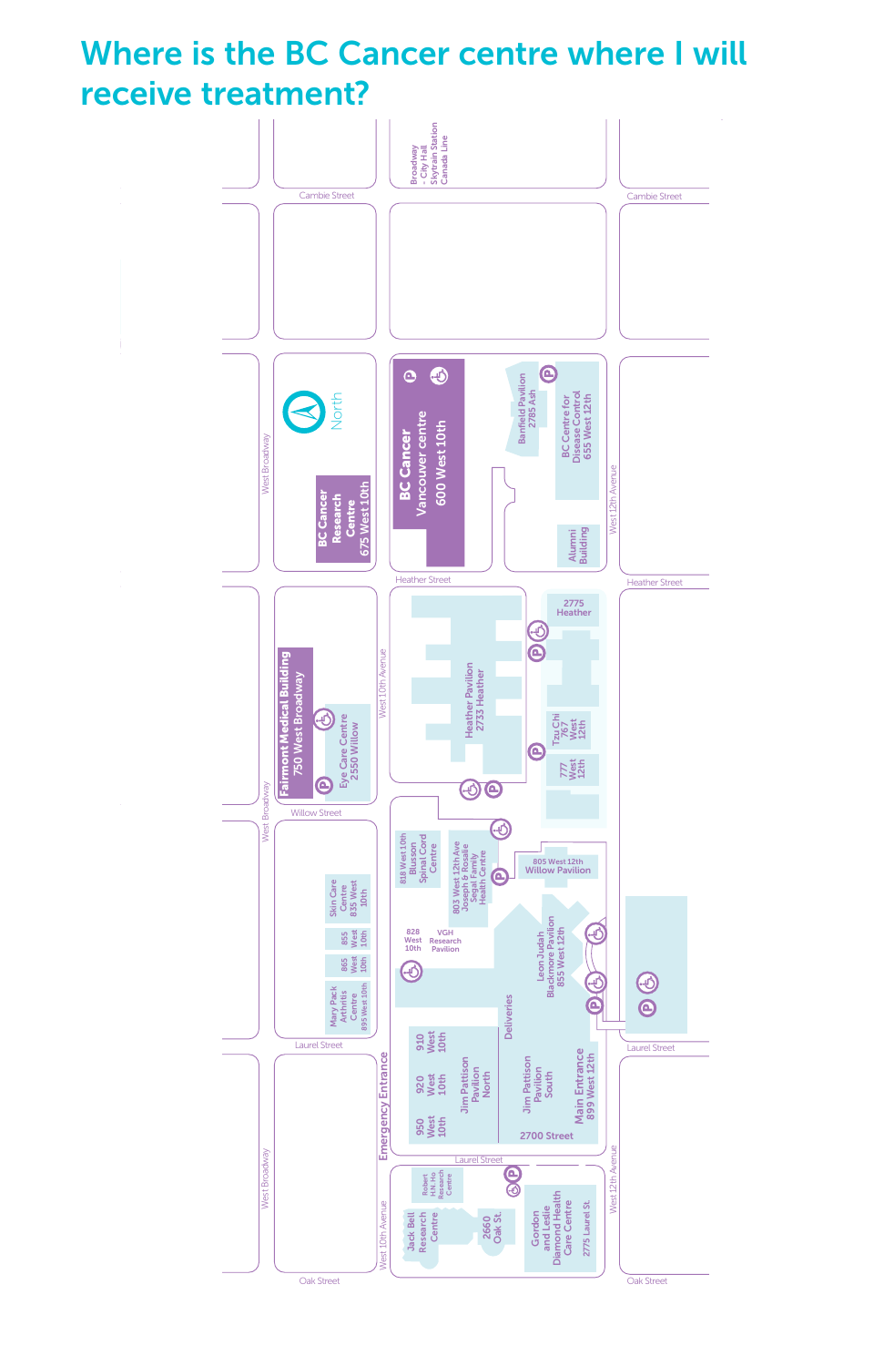# Where is the BC Cancer centre where I will receive treatment?

Broadway - City Hall Skytrain Station Canada Line

Cambie Street

North

BC Cancer Research Centre 675 West 10th

BC Cancer Vancouver centre 600 West 10th

Banfield Pavilion 2785 Ash

BC Centre for Disease Control 655 West 12th

Alumni Building

West Broadway

West 12th Avenue

Heather Street

2775 Heather

Heather Pavilion 2733 Heather

Tzu Chi 767 West 12th

777 West 12th

Fairmont Medical Building 750 West Broadway

Eye Care Centre 2550 Willow

West 10th Avenue

Willow Street

818 West 10th Blusson Spinal Cord Centre

803 West 12th Ave Joseph & Rosalie Segal Family Health Centre

805 West 12th Willow Pavilion

Skin Care Centre 835 West 10th

855 West 10th

865 West 10th

Mary Pack Arthritis Centre 895 West 10th

828 West 10th

VGH Research Pavilion

Leon Judah Blackmore Pavilion 855 West 12th

Deliveries

Laurel Street

910 West 10th

920 West 10th

950 West 10th

Jim Pattison Pavilion North

Jim Pattison Pavilion South

Main Entrance 899 West 12th

2700 Street

Emergency Entrance

Robert H.N. Ho Research Centre

Jack Bell Research Centre

2660 Oak St.

Gordon and Leslie Diamond Health Care Centre 2775 Laurel St.

Oak Street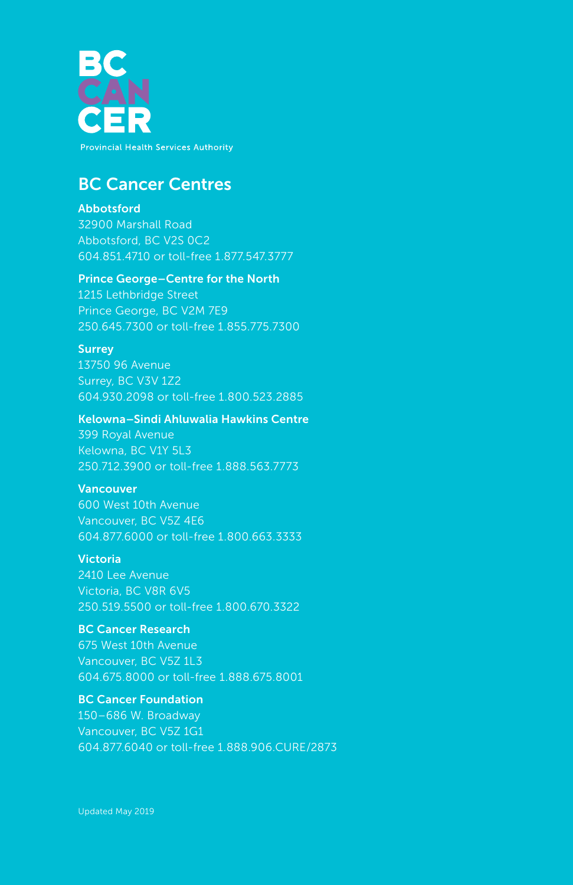BC CANCER

Provincial Health Services Authority

## BC Cancer Centres

**Abbotsford**
32900 Marshall Road
Abbotsford, BC V2S 0C2
604.851.4710 or toll-free 1.877.547.3777

**Prince George–Centre for the North**
1215 Lethbridge Street
Prince George, BC V2M 7E9
250.645.7300 or toll-free 1.855.775.7300

**Surrey**
13750 96 Avenue
Surrey, BC V3V 1Z2
604.930.2098 or toll-free 1.800.523.2885

**Kelowna–Sindi Ahluwalia Hawkins Centre**
399 Royal Avenue
Kelowna, BC V1Y 5L3
250.712.3900 or toll-free 1.888.563.7773

**Vancouver**
600 West 10th Avenue
Vancouver, BC V5Z 4E6
604.877.6000 or toll-free 1.800.663.3333

**Victoria**
2410 Lee Avenue
Victoria, BC V8R 6V5
250.519.5500 or toll-free 1.800.670.3322

**BC Cancer Research**
675 West 10th Avenue
Vancouver, BC V5Z 1L3
604.675.8000 or toll-free 1.888.675.8001

**BC Cancer Foundation**
150–686 W. Broadway
Vancouver, BC V5Z 1G1
604.877.6040 or toll-free 1.888.906.CURE/2873

Updated May 2019